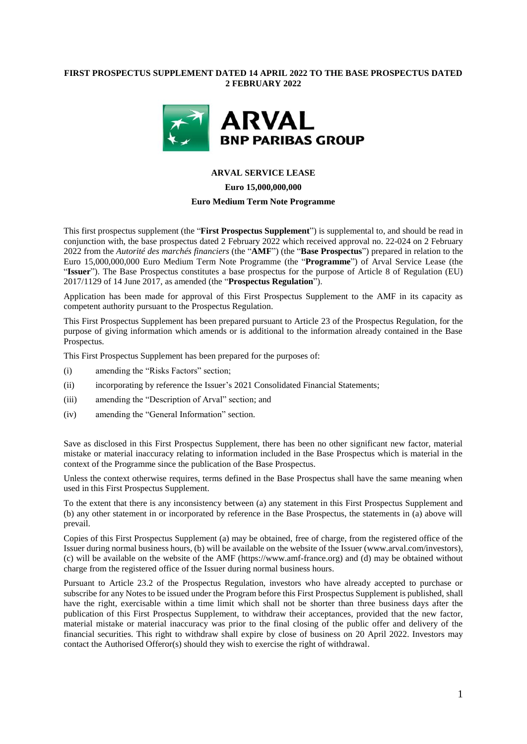**FIRST PROSPECTUS SUPPLEMENT DATED 14 APRIL 2022 TO THE BASE PROSPECTUS DATED 2 FEBRUARY 2022**

**ARVAL SERVICE LEASE**

**Euro 15,000,000,000**

**Euro Medium Term Note Programme**

This first prospectus supplement (the "**First Prospectus Supplement**") is supplemental to, and should be read in conjunction with, the base prospectus dated 2 February 2022 which received approval no. 22-024 on 2 February 2022 from the *Autorité des marchés financiers* (the "**AMF**") (the "**Base Prospectus**") prepared in relation to the Euro 15,000,000,000 Euro Medium Term Note Programme (the "**Programme**") of Arval Service Lease (the "**Issuer**"). The Base Prospectus constitutes a base prospectus for the purpose of Article 8 of Regulation (EU) 2017/1129 of 14 June 2017, as amended (the "**Prospectus Regulation**").

Application has been made for approval of this First Prospectus Supplement to the AMF in its capacity as competent authority pursuant to the Prospectus Regulation.

This First Prospectus Supplement has been prepared pursuant to Article 23 of the Prospectus Regulation, for the purpose of giving information which amends or is additional to the information already contained in the Base Prospectus.

This First Prospectus Supplement has been prepared for the purposes of:

(i) amending the "Risks Factors" section;

(ii) incorporating by reference the Issuer's 2021 Consolidated Financial Statements;

(iii) amending the "Description of Arval" section; and

(iv) amending the "General Information" section.

Save as disclosed in this First Prospectus Supplement, there has been no other significant new factor, material mistake or material inaccuracy relating to information included in the Base Prospectus which is material in the context of the Programme since the publication of the Base Prospectus.

Unless the context otherwise requires, terms defined in the Base Prospectus shall have the same meaning when used in this First Prospectus Supplement.

To the extent that there is any inconsistency between (a) any statement in this First Prospectus Supplement and (b) any other statement in or incorporated by reference in the Base Prospectus, the statements in (a) above will prevail.

Copies of this First Prospectus Supplement (a) may be obtained, free of charge, from the registered office of the Issuer during normal business hours, (b) will be available on the website of the Issuer (www.arval.com/investors), (c) will be available on the website of the AMF (https://www.amf-france.org) and (d) may be obtained without charge from the registered office of the Issuer during normal business hours.

Pursuant to Article 23.2 of the Prospectus Regulation, investors who have already accepted to purchase or subscribe for any Notes to be issued under the Program before this First Prospectus Supplement is published, shall have the right, exercisable within a time limit which shall not be shorter than three business days after the publication of this First Prospectus Supplement, to withdraw their acceptances, provided that the new factor, material mistake or material inaccuracy was prior to the final closing of the public offer and delivery of the financial securities. This right to withdraw shall expire by close of business on 20 April 2022. Investors may contact the Authorised Offeror(s) should they wish to exercise the right of withdrawal.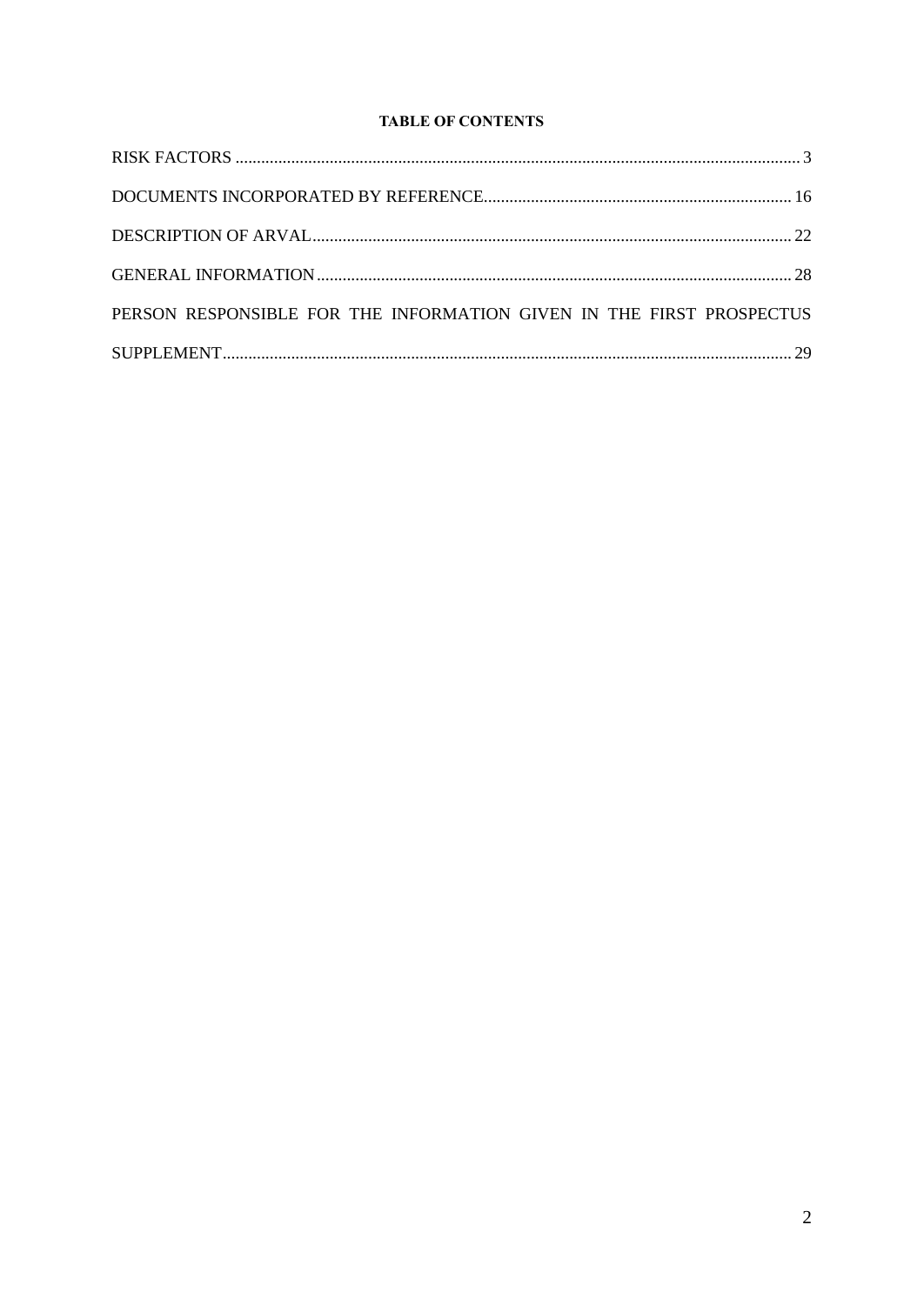**TABLE OF CONTENTS**

RISK FACTORS .......... 3

DOCUMENTS INCORPORATED BY REFERENCE .......... 16

DESCRIPTION OF ARVAL .......... 22

GENERAL INFORMATION .......... 28

PERSON RESPONSIBLE FOR THE INFORMATION GIVEN IN THE FIRST PROSPECTUS SUPPLEMENT .......... 29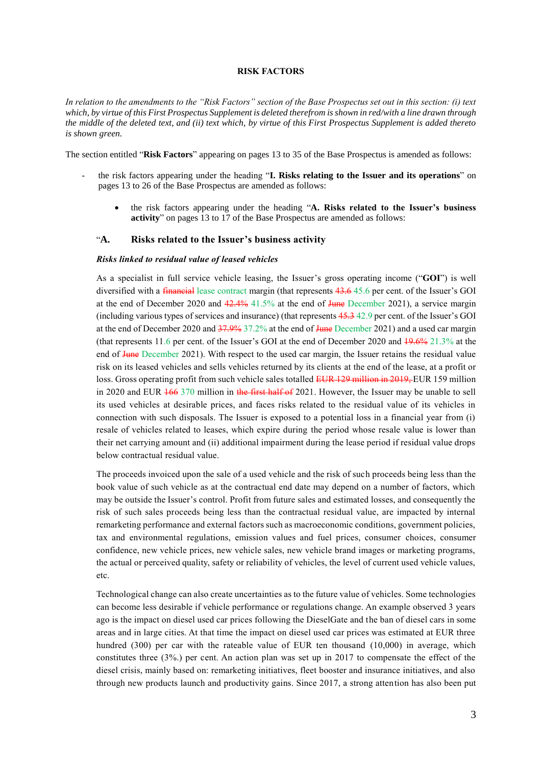**RISK FACTORS**

*In relation to the amendments to the "Risk Factors" section of the Base Prospectus set out in this section: (i) text which, by virtue of this First Prospectus Supplement is deleted therefrom is shown in red/with a line drawn through the middle of the deleted text, and (ii) text which, by virtue of this First Prospectus Supplement is added thereto is shown green.*

The section entitled "**Risk Factors**" appearing on pages 13 to 35 of the Base Prospectus is amended as follows:

- the risk factors appearing under the heading "**I. Risks relating to the Issuer and its operations**" on pages 13 to 26 of the Base Prospectus are amended as follows:

  - the risk factors appearing under the heading "**A. Risks related to the Issuer's business activity**" on pages 13 to 17 of the Base Prospectus are amended as follows:

**"A. Risks related to the Issuer's business activity**

***Risks linked to residual value of leased vehicles***

As a specialist in full service vehicle leasing, the Issuer's gross operating income ("**GOI**") is well diversified with a ~~financial~~ lease contract margin (that represents ~~43.6~~ 45.6 per cent. of the Issuer's GOI at the end of December 2020 and ~~42.4%~~ 41.5% at the end of ~~June~~ December 2021), a service margin (including various types of services and insurance) (that represents ~~45.3~~ 42.9 per cent. of the Issuer's GOI at the end of December 2020 and ~~37.9%~~ 37.2% at the end of ~~June~~ December 2021) and a used car margin (that represents 11.6 per cent. of the Issuer's GOI at the end of December 2020 and ~~19.6%~~ 21.3% at the end of ~~June~~ December 2021). With respect to the used car margin, the Issuer retains the residual value risk on its leased vehicles and sells vehicles returned by its clients at the end of the lease, at a profit or loss. Gross operating profit from such vehicle sales totalled ~~EUR 129 million in 2019,~~ EUR 159 million in 2020 and EUR ~~166~~ 370 million in ~~the first half of~~ 2021. However, the Issuer may be unable to sell its used vehicles at desirable prices, and faces risks related to the residual value of its vehicles in connection with such disposals. The Issuer is exposed to a potential loss in a financial year from (i) resale of vehicles related to leases, which expire during the period whose resale value is lower than their net carrying amount and (ii) additional impairment during the lease period if residual value drops below contractual residual value.

The proceeds invoiced upon the sale of a used vehicle and the risk of such proceeds being less than the book value of such vehicle as at the contractual end date may depend on a number of factors, which may be outside the Issuer's control. Profit from future sales and estimated losses, and consequently the risk of such sales proceeds being less than the contractual residual value, are impacted by internal remarketing performance and external factors such as macroeconomic conditions, government policies, tax and environmental regulations, emission values and fuel prices, consumer choices, consumer confidence, new vehicle prices, new vehicle sales, new vehicle brand images or marketing programs, the actual or perceived quality, safety or reliability of vehicles, the level of current used vehicle values, etc.

Technological change can also create uncertainties as to the future value of vehicles. Some technologies can become less desirable if vehicle performance or regulations change. An example observed 3 years ago is the impact on diesel used car prices following the DieselGate and the ban of diesel cars in some areas and in large cities. At that time the impact on diesel used car prices was estimated at EUR three hundred (300) per car with the rateable value of EUR ten thousand (10,000) in average, which constitutes three (3%.) per cent. An action plan was set up in 2017 to compensate the effect of the diesel crisis, mainly based on: remarketing initiatives, fleet booster and insurance initiatives, and also through new products launch and productivity gains. Since 2017, a strong attention has also been put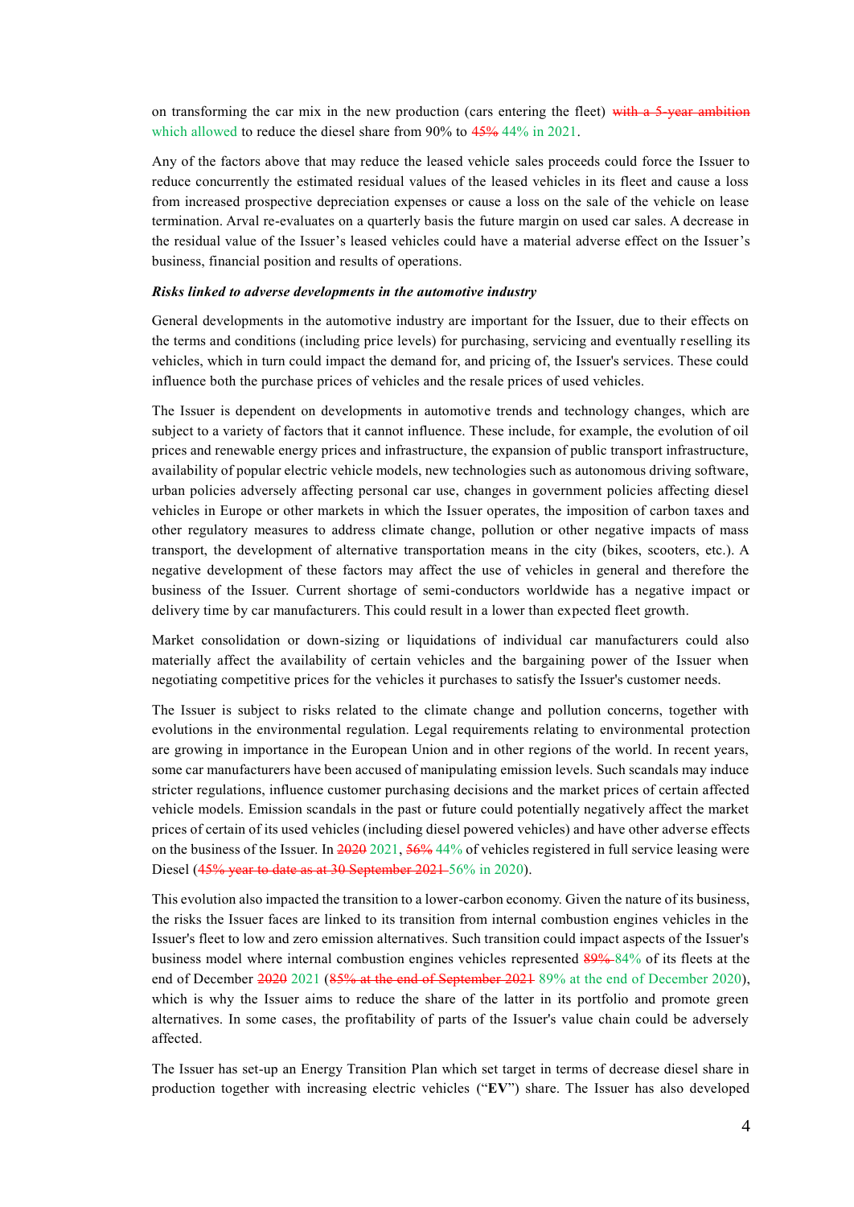on transforming the car mix in the new production (cars entering the fleet) ~~with a 5-year ambition~~ which allowed to reduce the diesel share from 90% to ~~45%~~ 44% in 2021.

Any of the factors above that may reduce the leased vehicle sales proceeds could force the Issuer to reduce concurrently the estimated residual values of the leased vehicles in its fleet and cause a loss from increased prospective depreciation expenses or cause a loss on the sale of the vehicle on lease termination. Arval re-evaluates on a quarterly basis the future margin on used car sales. A decrease in the residual value of the Issuer's leased vehicles could have a material adverse effect on the Issuer's business, financial position and results of operations.

***Risks linked to adverse developments in the automotive industry***

General developments in the automotive industry are important for the Issuer, due to their effects on the terms and conditions (including price levels) for purchasing, servicing and eventually reselling its vehicles, which in turn could impact the demand for, and pricing of, the Issuer's services. These could influence both the purchase prices of vehicles and the resale prices of used vehicles.

The Issuer is dependent on developments in automotive trends and technology changes, which are subject to a variety of factors that it cannot influence. These include, for example, the evolution of oil prices and renewable energy prices and infrastructure, the expansion of public transport infrastructure, availability of popular electric vehicle models, new technologies such as autonomous driving software, urban policies adversely affecting personal car use, changes in government policies affecting diesel vehicles in Europe or other markets in which the Issuer operates, the imposition of carbon taxes and other regulatory measures to address climate change, pollution or other negative impacts of mass transport, the development of alternative transportation means in the city (bikes, scooters, etc.). A negative development of these factors may affect the use of vehicles in general and therefore the business of the Issuer. Current shortage of semi-conductors worldwide has a negative impact or delivery time by car manufacturers. This could result in a lower than expected fleet growth.

Market consolidation or down-sizing or liquidations of individual car manufacturers could also materially affect the availability of certain vehicles and the bargaining power of the Issuer when negotiating competitive prices for the vehicles it purchases to satisfy the Issuer's customer needs.

The Issuer is subject to risks related to the climate change and pollution concerns, together with evolutions in the environmental regulation. Legal requirements relating to environmental protection are growing in importance in the European Union and in other regions of the world. In recent years, some car manufacturers have been accused of manipulating emission levels. Such scandals may induce stricter regulations, influence customer purchasing decisions and the market prices of certain affected vehicle models. Emission scandals in the past or future could potentially negatively affect the market prices of certain of its used vehicles (including diesel powered vehicles) and have other adverse effects on the business of the Issuer. In ~~2020~~ 2021, ~~56%~~ 44% of vehicles registered in full service leasing were Diesel (~~45% year to date as at 30 September 2021~~ 56% in 2020).

This evolution also impacted the transition to a lower-carbon economy. Given the nature of its business, the risks the Issuer faces are linked to its transition from internal combustion engines vehicles in the Issuer's fleet to low and zero emission alternatives. Such transition could impact aspects of the Issuer's business model where internal combustion engines vehicles represented ~~89%~~ 84% of its fleets at the end of December ~~2020~~ 2021 (~~85% at the end of September 2021~~ 89% at the end of December 2020), which is why the Issuer aims to reduce the share of the latter in its portfolio and promote green alternatives. In some cases, the profitability of parts of the Issuer's value chain could be adversely affected.

The Issuer has set-up an Energy Transition Plan which set target in terms of decrease diesel share in production together with increasing electric vehicles ("**EV**") share. The Issuer has also developed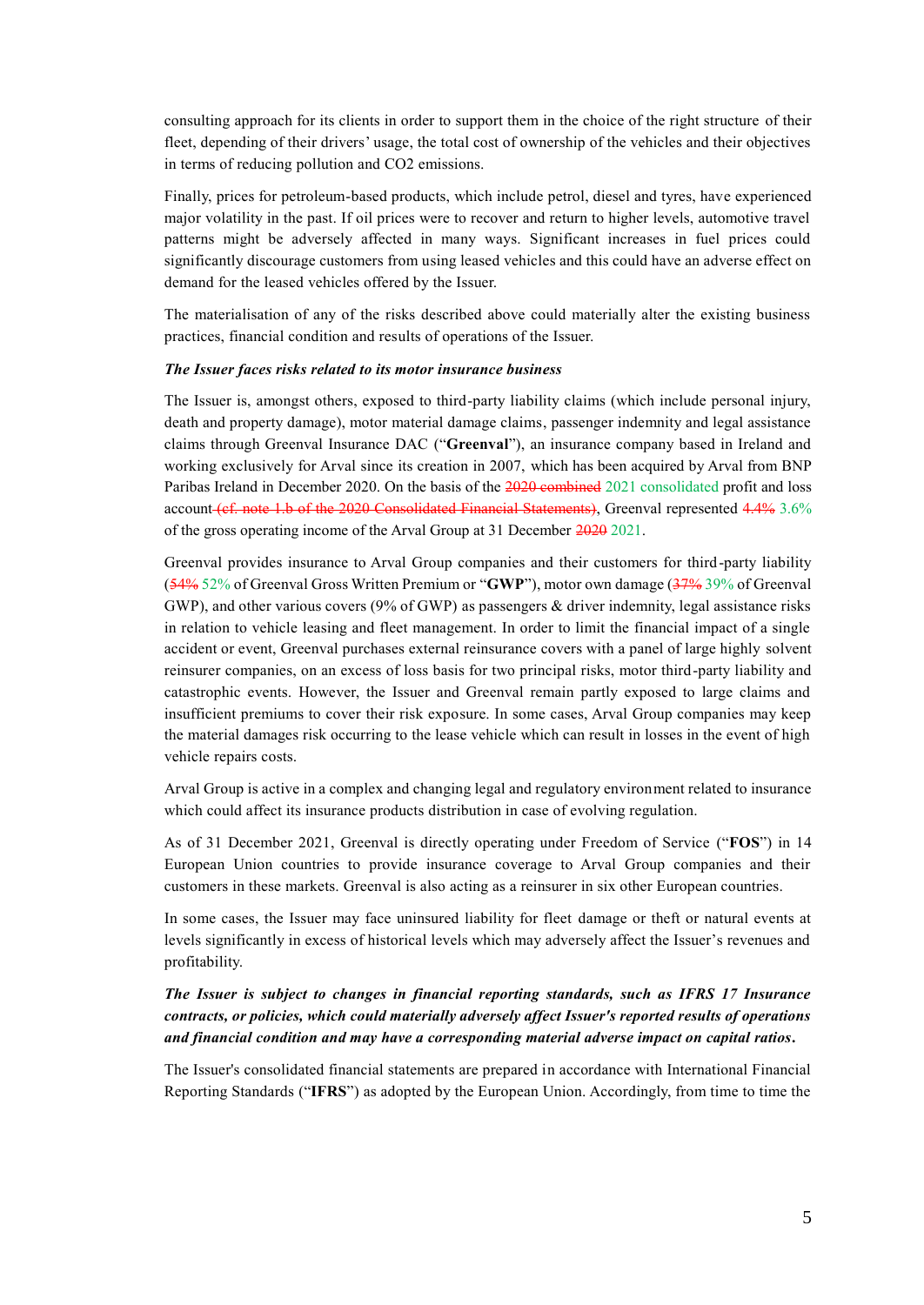consulting approach for its clients in order to support them in the choice of the right structure of their fleet, depending of their drivers' usage, the total cost of ownership of the vehicles and their objectives in terms of reducing pollution and $CO_2$ emissions.

Finally, prices for petroleum-based products, which include petrol, diesel and tyres, have experienced major volatility in the past. If oil prices were to recover and return to higher levels, automotive travel patterns might be adversely affected in many ways. Significant increases in fuel prices could significantly discourage customers from using leased vehicles and this could have an adverse effect on demand for the leased vehicles offered by the Issuer.

The materialisation of any of the risks described above could materially alter the existing business practices, financial condition and results of operations of the Issuer.

***The Issuer faces risks related to its motor insurance business***

The Issuer is, amongst others, exposed to third-party liability claims (which include personal injury, death and property damage), motor material damage claims, passenger indemnity and legal assistance claims through Greenval Insurance DAC ("**Greenval**"), an insurance company based in Ireland and working exclusively for Arval since its creation in 2007, which has been acquired by Arval from BNP Paribas Ireland in December 2020. On the basis of the ~~2020 combined~~ 2021 consolidated profit and loss account ~~(cf. note 1.b of the 2020 Consolidated Financial Statements)~~, Greenval represented ~~4.4%~~ 3.6% of the gross operating income of the Arval Group at 31 December ~~2020~~ 2021.

Greenval provides insurance to Arval Group companies and their customers for third-party liability (~~54%~~ 52% of Greenval Gross Written Premium or "**GWP**"), motor own damage (~~37%~~ 39% of Greenval GWP), and other various covers (9% of GWP) as passengers & driver indemnity, legal assistance risks in relation to vehicle leasing and fleet management. In order to limit the financial impact of a single accident or event, Greenval purchases external reinsurance covers with a panel of large highly solvent reinsurer companies, on an excess of loss basis for two principal risks, motor third-party liability and catastrophic events. However, the Issuer and Greenval remain partly exposed to large claims and insufficient premiums to cover their risk exposure. In some cases, Arval Group companies may keep the material damages risk occurring to the lease vehicle which can result in losses in the event of high vehicle repairs costs.

Arval Group is active in a complex and changing legal and regulatory environment related to insurance which could affect its insurance products distribution in case of evolving regulation.

As of 31 December 2021, Greenval is directly operating under Freedom of Service ("**FOS**") in 14 European Union countries to provide insurance coverage to Arval Group companies and their customers in these markets. Greenval is also acting as a reinsurer in six other European countries.

In some cases, the Issuer may face uninsured liability for fleet damage or theft or natural events at levels significantly in excess of historical levels which may adversely affect the Issuer's revenues and profitability.

***The Issuer is subject to changes in financial reporting standards, such as IFRS 17 Insurance contracts, or policies, which could materially adversely affect Issuer's reported results of operations and financial condition and may have a corresponding material adverse impact on capital ratios.***

The Issuer's consolidated financial statements are prepared in accordance with International Financial Reporting Standards ("**IFRS**") as adopted by the European Union. Accordingly, from time to time the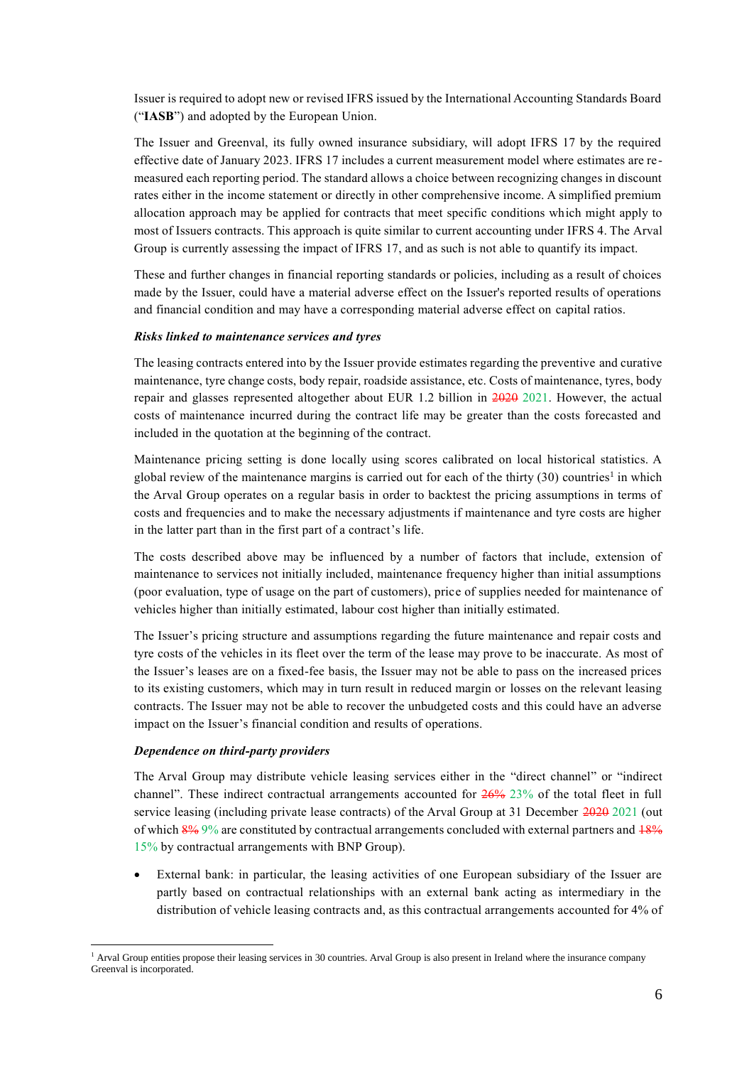Issuer is required to adopt new or revised IFRS issued by the International Accounting Standards Board ("**IASB**") and adopted by the European Union.

The Issuer and Greenval, its fully owned insurance subsidiary, will adopt IFRS 17 by the required effective date of January 2023. IFRS 17 includes a current measurement model where estimates are re-measured each reporting period. The standard allows a choice between recognizing changes in discount rates either in the income statement or directly in other comprehensive income. A simplified premium allocation approach may be applied for contracts that meet specific conditions which might apply to most of Issuers contracts. This approach is quite similar to current accounting under IFRS 4. The Arval Group is currently assessing the impact of IFRS 17, and as such is not able to quantify its impact.

These and further changes in financial reporting standards or policies, including as a result of choices made by the Issuer, could have a material adverse effect on the Issuer's reported results of operations and financial condition and may have a corresponding material adverse effect on capital ratios.

***Risks linked to maintenance services and tyres***

The leasing contracts entered into by the Issuer provide estimates regarding the preventive and curative maintenance, tyre change costs, body repair, roadside assistance, etc. Costs of maintenance, tyres, body repair and glasses represented altogether about EUR 1.2 billion in ~~2020~~ 2021. However, the actual costs of maintenance incurred during the contract life may be greater than the costs forecasted and included in the quotation at the beginning of the contract.

Maintenance pricing setting is done locally using scores calibrated on local historical statistics. A global review of the maintenance margins is carried out for each of the thirty (30) countries[1] in which the Arval Group operates on a regular basis in order to backtest the pricing assumptions in terms of costs and frequencies and to make the necessary adjustments if maintenance and tyre costs are higher in the latter part than in the first part of a contract's life.

The costs described above may be influenced by a number of factors that include, extension of maintenance to services not initially included, maintenance frequency higher than initial assumptions (poor evaluation, type of usage on the part of customers), price of supplies needed for maintenance of vehicles higher than initially estimated, labour cost higher than initially estimated.

The Issuer's pricing structure and assumptions regarding the future maintenance and repair costs and tyre costs of the vehicles in its fleet over the term of the lease may prove to be inaccurate. As most of the Issuer's leases are on a fixed-fee basis, the Issuer may not be able to pass on the increased prices to its existing customers, which may in turn result in reduced margin or losses on the relevant leasing contracts. The Issuer may not be able to recover the unbudgeted costs and this could have an adverse impact on the Issuer's financial condition and results of operations.

***Dependence on third-party providers***

The Arval Group may distribute vehicle leasing services either in the "direct channel" or "indirect channel". These indirect contractual arrangements accounted for ~~26%~~ 23% of the total fleet in full service leasing (including private lease contracts) of the Arval Group at 31 December ~~2020~~ 2021 (out of which ~~8%~~ 9% are constituted by contractual arrangements concluded with external partners and ~~18%~~ 15% by contractual arrangements with BNP Group).

- External bank: in particular, the leasing activities of one European subsidiary of the Issuer are partly based on contractual relationships with an external bank acting as intermediary in the distribution of vehicle leasing contracts and, as this contractual arrangements accounted for 4% of

[1] Arval Group entities propose their leasing services in 30 countries. Arval Group is also present in Ireland where the insurance company Greenval is incorporated.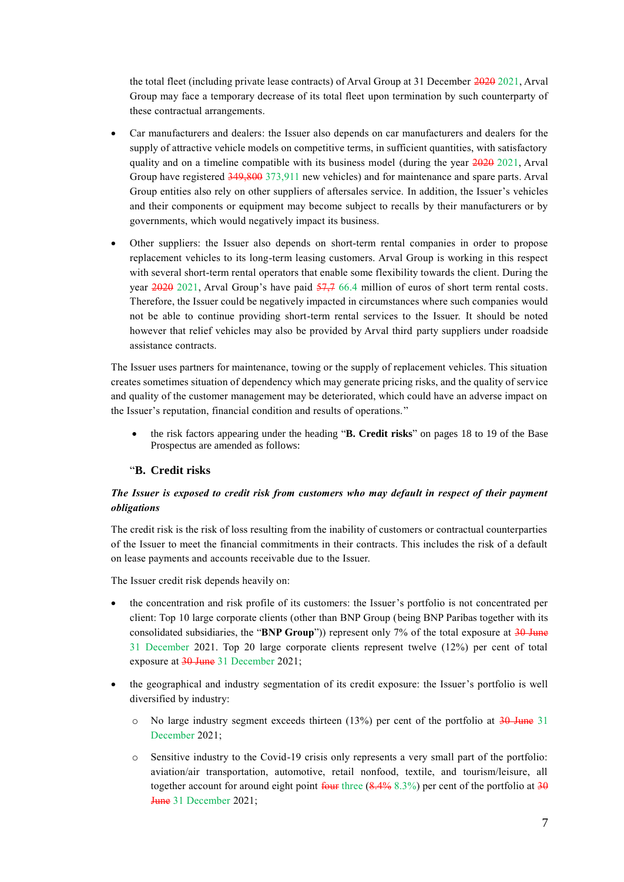the total fleet (including private lease contracts) of Arval Group at 31 December ~~2020~~ 2021, Arval Group may face a temporary decrease of its total fleet upon termination by such counterparty of these contractual arrangements.

- Car manufacturers and dealers: the Issuer also depends on car manufacturers and dealers for the supply of attractive vehicle models on competitive terms, in sufficient quantities, with satisfactory quality and on a timeline compatible with its business model (during the year ~~2020~~ 2021, Arval Group have registered ~~349,800~~ 373,911 new vehicles) and for maintenance and spare parts. Arval Group entities also rely on other suppliers of aftersales service. In addition, the Issuer's vehicles and their components or equipment may become subject to recalls by their manufacturers or by governments, which would negatively impact its business.

- Other suppliers: the Issuer also depends on short-term rental companies in order to propose replacement vehicles to its long-term leasing customers. Arval Group is working in this respect with several short-term rental operators that enable some flexibility towards the client. During the year ~~2020~~ 2021, Arval Group's have paid ~~57,7~~ 66.4 million of euros of short term rental costs. Therefore, the Issuer could be negatively impacted in circumstances where such companies would not be able to continue providing short-term rental services to the Issuer. It should be noted however that relief vehicles may also be provided by Arval third party suppliers under roadside assistance contracts.

The Issuer uses partners for maintenance, towing or the supply of replacement vehicles. This situation creates sometimes situation of dependency which may generate pricing risks, and the quality of service and quality of the customer management may be deteriorated, which could have an adverse impact on the Issuer's reputation, financial condition and results of operations."

- the risk factors appearing under the heading "**B. Credit risks**" on pages 18 to 19 of the Base Prospectus are amended as follows:

"**B. Credit risks**

***The Issuer is exposed to credit risk from customers who may default in respect of their payment obligations***

The credit risk is the risk of loss resulting from the inability of customers or contractual counterparties of the Issuer to meet the financial commitments in their contracts. This includes the risk of a default on lease payments and accounts receivable due to the Issuer.

The Issuer credit risk depends heavily on:

- the concentration and risk profile of its customers: the Issuer's portfolio is not concentrated per client: Top 10 large corporate clients (other than BNP Group (being BNP Paribas together with its consolidated subsidiaries, the "**BNP Group**")) represent only 7% of the total exposure at ~~30 June~~ 31 December 2021. Top 20 large corporate clients represent twelve (12%) per cent of total exposure at ~~30 June~~ 31 December 2021;

- the geographical and industry segmentation of its credit exposure: the Issuer's portfolio is well diversified by industry:
  - No large industry segment exceeds thirteen (13%) per cent of the portfolio at ~~30 June~~ 31 December 2021;
  - Sensitive industry to the Covid-19 crisis only represents a very small part of the portfolio: aviation/air transportation, automotive, retail nonfood, textile, and tourism/leisure, all together account for around eight point ~~four~~ three (~~8.4%~~ 8.3%) per cent of the portfolio at ~~30 June~~ 31 December 2021;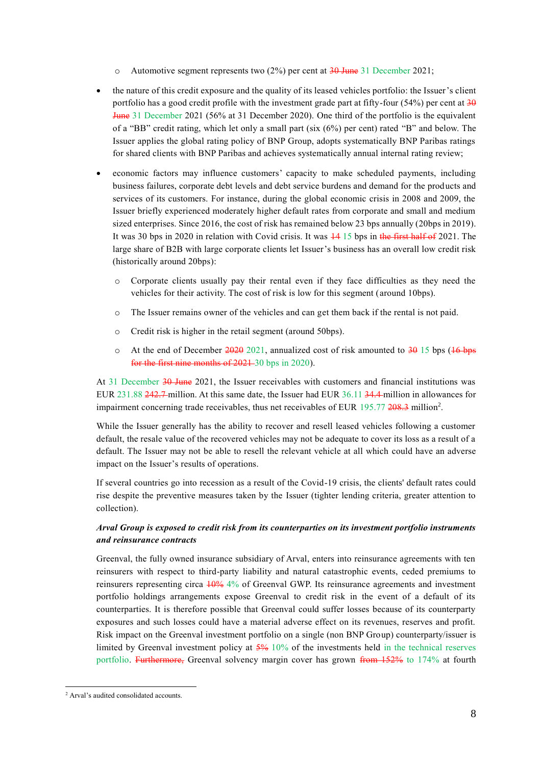- Automotive segment represents two (2%) per cent at ~~30 June~~ 31 December 2021;

- the nature of this credit exposure and the quality of its leased vehicles portfolio: the Issuer's client portfolio has a good credit profile with the investment grade part at fifty-four (54%) per cent at ~~30 June~~ 31 December 2021 (56% at 31 December 2020). One third of the portfolio is the equivalent of a "BB" credit rating, which let only a small part (six (6%) per cent) rated "B" and below. The Issuer applies the global rating policy of BNP Group, adopts systematically BNP Paribas ratings for shared clients with BNP Paribas and achieves systematically annual internal rating review;

- economic factors may influence customers' capacity to make scheduled payments, including business failures, corporate debt levels and debt service burdens and demand for the products and services of its customers. For instance, during the global economic crisis in 2008 and 2009, the Issuer briefly experienced moderately higher default rates from corporate and small and medium sized enterprises. Since 2016, the cost of risk has remained below 23 bps annually (20bps in 2019). It was 30 bps in 2020 in relation with Covid crisis. It was ~~14~~ 15 bps in ~~the first half of~~ 2021. The large share of B2B with large corporate clients let Issuer's business has an overall low credit risk (historically around 20bps):
  - Corporate clients usually pay their rental even if they face difficulties as they need the vehicles for their activity. The cost of risk is low for this segment (around 10bps).
  - The Issuer remains owner of the vehicles and can get them back if the rental is not paid.
  - Credit risk is higher in the retail segment (around 50bps).
  - At the end of December ~~2020~~ 2021, annualized cost of risk amounted to ~~30~~ 15 bps (~~16 bps for the first nine months of 2021~~ 30 bps in 2020).

At 31 December ~~30 June~~ 2021, the Issuer receivables with customers and financial institutions was EUR 231.88 ~~242.7~~ million. At this same date, the Issuer had EUR 36.11 ~~34.4~~ million in allowances for impairment concerning trade receivables, thus net receivables of EUR 195.77 ~~208.3~~ million[2].

While the Issuer generally has the ability to recover and resell leased vehicles following a customer default, the resale value of the recovered vehicles may not be adequate to cover its loss as a result of a default. The Issuer may not be able to resell the relevant vehicle at all which could have an adverse impact on the Issuer's results of operations.

If several countries go into recession as a result of the Covid-19 crisis, the clients' default rates could rise despite the preventive measures taken by the Issuer (tighter lending criteria, greater attention to collection).

***Arval Group is exposed to credit risk from its counterparties on its investment portfolio instruments and reinsurance contracts***

Greenval, the fully owned insurance subsidiary of Arval, enters into reinsurance agreements with ten reinsurers with respect to third-party liability and natural catastrophic events, ceded premiums to reinsurers representing circa ~~10%~~ 4% of Greenval GWP. Its reinsurance agreements and investment portfolio holdings arrangements expose Greenval to credit risk in the event of a default of its counterparties. It is therefore possible that Greenval could suffer losses because of its counterparty exposures and such losses could have a material adverse effect on its revenues, reserves and profit. Risk impact on the Greenval investment portfolio on a single (non BNP Group) counterparty/issuer is limited by Greenval investment policy at ~~5%~~ 10% of the investments held in the technical reserves portfolio. ~~Furthermore,~~ Greenval solvency margin cover has grown ~~from 152%~~ to 174% at fourth

[2] Arval's audited consolidated accounts.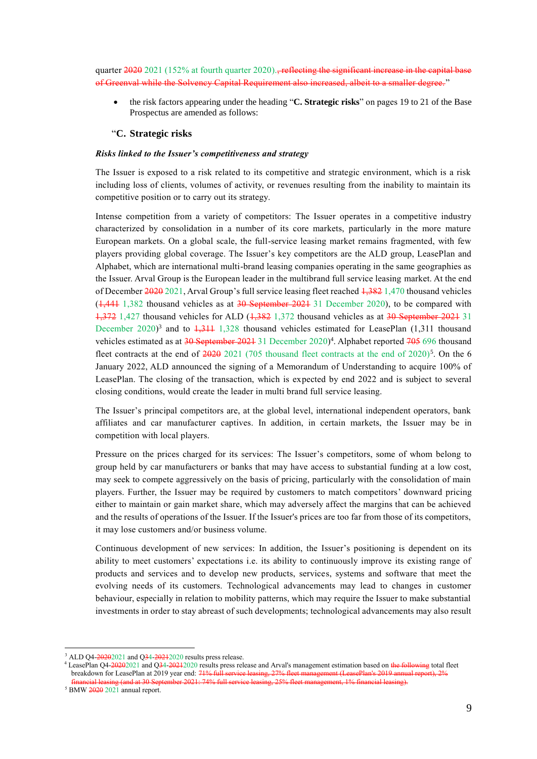quarter ~~2020~~ 2021 (152% at fourth quarter 2020).~~, reflecting the significant increase in the capital base of Greenval while the Solvency Capital Requirement also increased, albeit to a smaller degree.~~"

- the risk factors appearing under the heading "**C. Strategic risks**" on pages 19 to 21 of the Base Prospectus are amended as follows:

### "C. Strategic risks

***Risks linked to the Issuer's competitiveness and strategy***

The Issuer is exposed to a risk related to its competitive and strategic environment, which is a risk including loss of clients, volumes of activity, or revenues resulting from the inability to maintain its competitive position or to carry out its strategy.

Intense competition from a variety of competitors: The Issuer operates in a competitive industry characterized by consolidation in a number of its core markets, particularly in the more mature European markets. On a global scale, the full-service leasing market remains fragmented, with few players providing global coverage. The Issuer's key competitors are the ALD group, LeasePlan and Alphabet, which are international multi-brand leasing companies operating in the same geographies as the Issuer. Arval Group is the European leader in the multibrand full service leasing market. At the end of December ~~2020~~ 2021, Arval Group's full service leasing fleet reached ~~1,382~~ 1,470 thousand vehicles (~~1,441~~ 1,382 thousand vehicles as at ~~30 September 2021~~ 31 December 2020), to be compared with ~~1,372~~ 1,427 thousand vehicles for ALD (~~1,382~~ 1,372 thousand vehicles as at ~~30 September 2021~~ 31 December 2020)[3] and to ~~1,311~~ 1,328 thousand vehicles estimated for LeasePlan (1,311 thousand vehicles estimated as at ~~30 September 2021~~ 31 December 2020)[4]. Alphabet reported ~~705~~ 696 thousand fleet contracts at the end of ~~2020~~ 2021 (705 thousand fleet contracts at the end of 2020)[5]. On the 6 January 2022, ALD announced the signing of a Memorandum of Understanding to acquire 100% of LeasePlan. The closing of the transaction, which is expected by end 2022 and is subject to several closing conditions, would create the leader in multi brand full service leasing.

The Issuer's principal competitors are, at the global level, international independent operators, bank affiliates and car manufacturer captives. In addition, in certain markets, the Issuer may be in competition with local players.

Pressure on the prices charged for its services: The Issuer's competitors, some of whom belong to group held by car manufacturers or banks that may have access to substantial funding at a low cost, may seek to compete aggressively on the basis of pricing, particularly with the consolidation of main players. Further, the Issuer may be required by customers to match competitors' downward pricing either to maintain or gain market share, which may adversely affect the margins that can be achieved and the results of operations of the Issuer. If the Issuer's prices are too far from those of its competitors, it may lose customers and/or business volume.

Continuous development of new services: In addition, the Issuer's positioning is dependent on its ability to meet customers' expectations i.e. its ability to continuously improve its existing range of products and services and to develop new products, services, systems and software that meet the evolving needs of its customers. Technological advancements may lead to changes in customer behaviour, especially in relation to mobility patterns, which may require the Issuer to make substantial investments in order to stay abreast of such developments; technological advancements may also result

---

[3] ALD Q4-~~2020~~2021 and Q~~3~~4-~~2021~~2020 results press release.

[4] LeasePlan Q4-~~2020~~2021 and Q~~3~~4-~~2021~~2020 results press release and Arval's management estimation based on ~~the following~~ total fleet breakdown for LeasePlan at 2019 year end: ~~71% full service leasing, 27% fleet management (LeasePlan's 2019 annual report), 2% financial leasing (and at 30 September 2021: 74% full service leasing, 25% fleet management, 1% financial leasing).~~

[5] BMW ~~2020~~ 2021 annual report.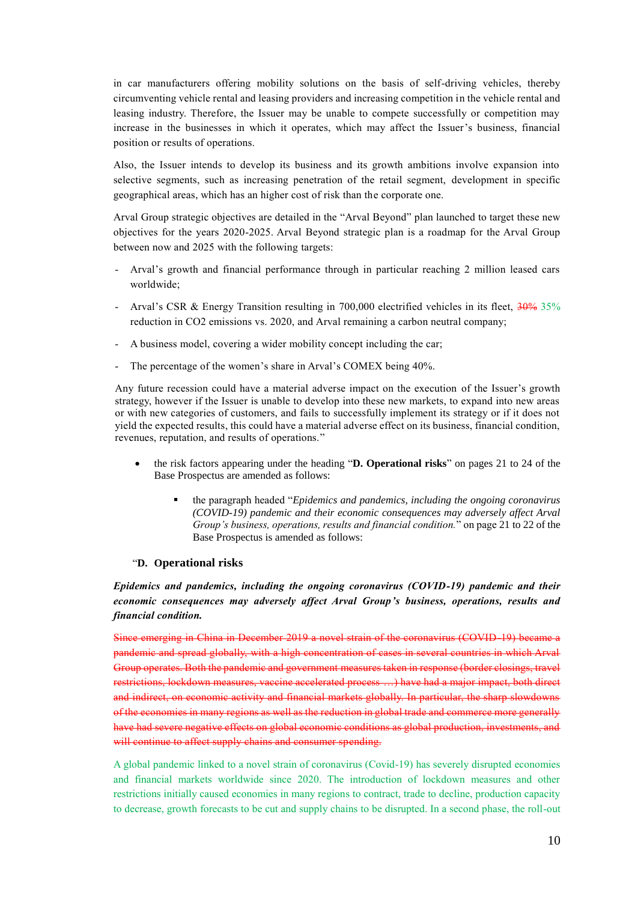in car manufacturers offering mobility solutions on the basis of self-driving vehicles, thereby circumventing vehicle rental and leasing providers and increasing competition in the vehicle rental and leasing industry. Therefore, the Issuer may be unable to compete successfully or competition may increase in the businesses in which it operates, which may affect the Issuer's business, financial position or results of operations.

Also, the Issuer intends to develop its business and its growth ambitions involve expansion into selective segments, such as increasing penetration of the retail segment, development in specific geographical areas, which has an higher cost of risk than the corporate one.

Arval Group strategic objectives are detailed in the "Arval Beyond" plan launched to target these new objectives for the years 2020-2025. Arval Beyond strategic plan is a roadmap for the Arval Group between now and 2025 with the following targets:

- Arval's growth and financial performance through in particular reaching 2 million leased cars worldwide;
- Arval's CSR & Energy Transition resulting in 700,000 electrified vehicles in its fleet, ~~30%~~ 35% reduction in $CO_2$ emissions vs. 2020, and Arval remaining a carbon neutral company;
- A business model, covering a wider mobility concept including the car;
- The percentage of the women's share in Arval's COMEX being 40%.

Any future recession could have a material adverse impact on the execution of the Issuer's growth strategy, however if the Issuer is unable to develop into these new markets, to expand into new areas or with new categories of customers, and fails to successfully implement its strategy or if it does not yield the expected results, this could have a material adverse effect on its business, financial condition, revenues, reputation, and results of operations."

- the risk factors appearing under the heading "**D. Operational risks**" on pages 21 to 24 of the Base Prospectus are amended as follows:
  - the paragraph headed "*Epidemics and pandemics, including the ongoing coronavirus (COVID-19) pandemic and their economic consequences may adversely affect Arval Group's business, operations, results and financial condition.*" on page 21 to 22 of the Base Prospectus is amended as follows:

"**D. Operational risks**

***Epidemics and pandemics, including the ongoing coronavirus (COVID-19) pandemic and their economic consequences may adversely affect Arval Group's business, operations, results and financial condition.***

~~Since emerging in China in December 2019 a novel strain of the coronavirus (COVID-19) became a pandemic and spread globally, with a high concentration of cases in several countries in which Arval Group operates. Both the pandemic and government measures taken in response (border closings, travel restrictions, lockdown measures, vaccine accelerated process …) have had a major impact, both direct and indirect, on economic activity and financial markets globally. In particular, the sharp slowdowns of the economies in many regions as well as the reduction in global trade and commerce more generally have had severe negative effects on global economic conditions as global production, investments, and will continue to affect supply chains and consumer spending.~~

A global pandemic linked to a novel strain of coronavirus (Covid-19) has severely disrupted economies and financial markets worldwide since 2020. The introduction of lockdown measures and other restrictions initially caused economies in many regions to contract, trade to decline, production capacity to decrease, growth forecasts to be cut and supply chains to be disrupted. In a second phase, the roll-out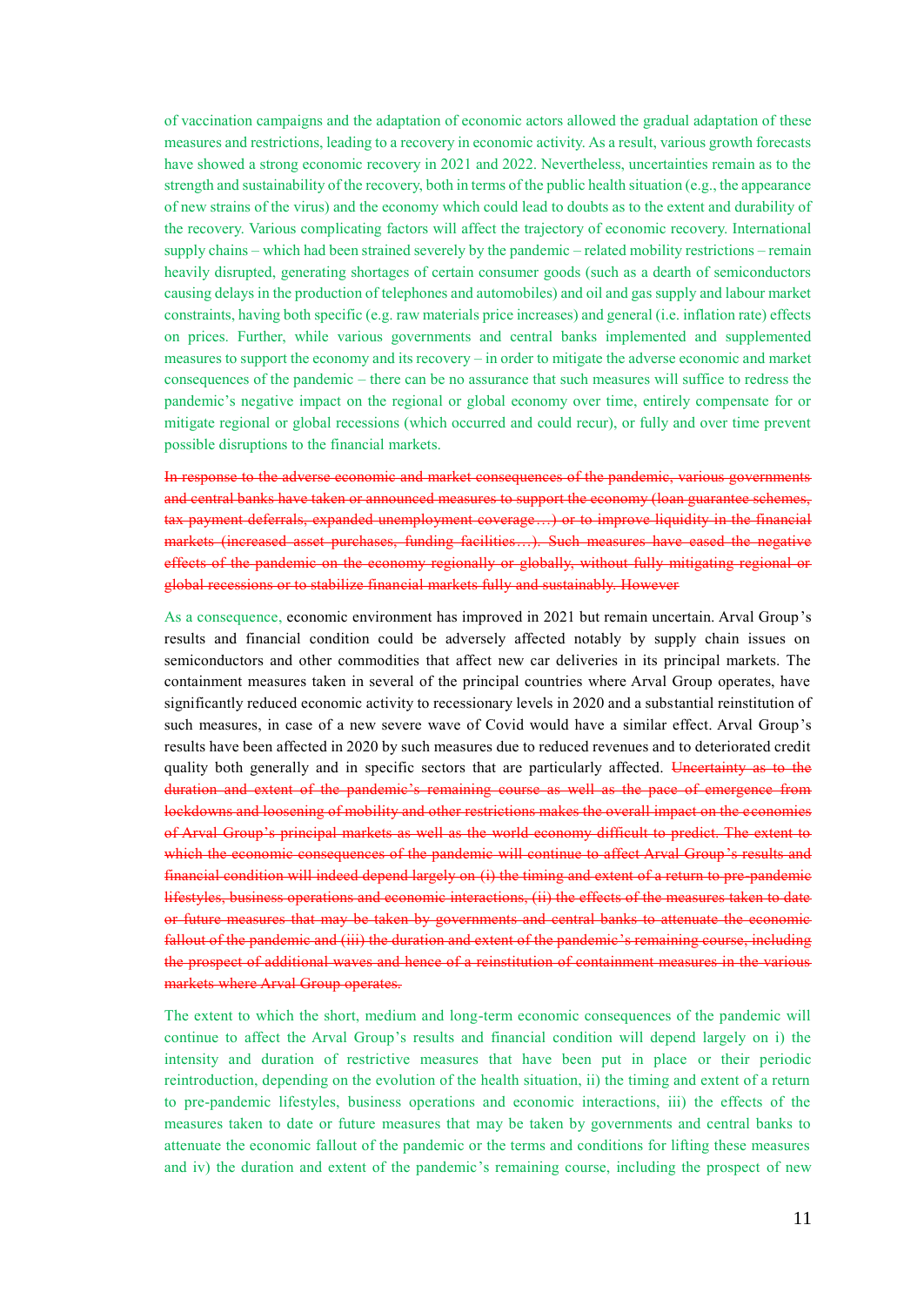of vaccination campaigns and the adaptation of economic actors allowed the gradual adaptation of these measures and restrictions, leading to a recovery in economic activity. As a result, various growth forecasts have showed a strong economic recovery in 2021 and 2022. Nevertheless, uncertainties remain as to the strength and sustainability of the recovery, both in terms of the public health situation (e.g., the appearance of new strains of the virus) and the economy which could lead to doubts as to the extent and durability of the recovery. Various complicating factors will affect the trajectory of economic recovery. International supply chains – which had been strained severely by the pandemic – related mobility restrictions – remain heavily disrupted, generating shortages of certain consumer goods (such as a dearth of semiconductors causing delays in the production of telephones and automobiles) and oil and gas supply and labour market constraints, having both specific (e.g. raw materials price increases) and general (i.e. inflation rate) effects on prices. Further, while various governments and central banks implemented and supplemented measures to support the economy and its recovery – in order to mitigate the adverse economic and market consequences of the pandemic – there can be no assurance that such measures will suffice to redress the pandemic's negative impact on the regional or global economy over time, entirely compensate for or mitigate regional or global recessions (which occurred and could recur), or fully and over time prevent possible disruptions to the financial markets.

~~In response to the adverse economic and market consequences of the pandemic, various governments and central banks have taken or announced measures to support the economy (loan guarantee schemes, tax payment deferrals, expanded unemployment coverage…) or to improve liquidity in the financial markets (increased asset purchases, funding facilities…). Such measures have eased the negative effects of the pandemic on the economy regionally or globally, without fully mitigating regional or global recessions or to stabilize financial markets fully and sustainably. However~~

As a consequence, economic environment has improved in 2021 but remain uncertain. Arval Group's results and financial condition could be adversely affected notably by supply chain issues on semiconductors and other commodities that affect new car deliveries in its principal markets. The containment measures taken in several of the principal countries where Arval Group operates, have significantly reduced economic activity to recessionary levels in 2020 and a substantial reinstitution of such measures, in case of a new severe wave of Covid would have a similar effect. Arval Group's results have been affected in 2020 by such measures due to reduced revenues and to deteriorated credit quality both generally and in specific sectors that are particularly affected. ~~Uncertainty as to the duration and extent of the pandemic's remaining course as well as the pace of emergence from lockdowns and loosening of mobility and other restrictions makes the overall impact on the economies of Arval Group's principal markets as well as the world economy difficult to predict. The extent to which the economic consequences of the pandemic will continue to affect Arval Group's results and financial condition will indeed depend largely on (i) the timing and extent of a return to pre-pandemic lifestyles, business operations and economic interactions, (ii) the effects of the measures taken to date or future measures that may be taken by governments and central banks to attenuate the economic fallout of the pandemic and (iii) the duration and extent of the pandemic's remaining course, including the prospect of additional waves and hence of a reinstitution of containment measures in the various markets where Arval Group operates.~~

The extent to which the short, medium and long-term economic consequences of the pandemic will continue to affect the Arval Group's results and financial condition will depend largely on i) the intensity and duration of restrictive measures that have been put in place or their periodic reintroduction, depending on the evolution of the health situation, ii) the timing and extent of a return to pre-pandemic lifestyles, business operations and economic interactions, iii) the effects of the measures taken to date or future measures that may be taken by governments and central banks to attenuate the economic fallout of the pandemic or the terms and conditions for lifting these measures and iv) the duration and extent of the pandemic's remaining course, including the prospect of new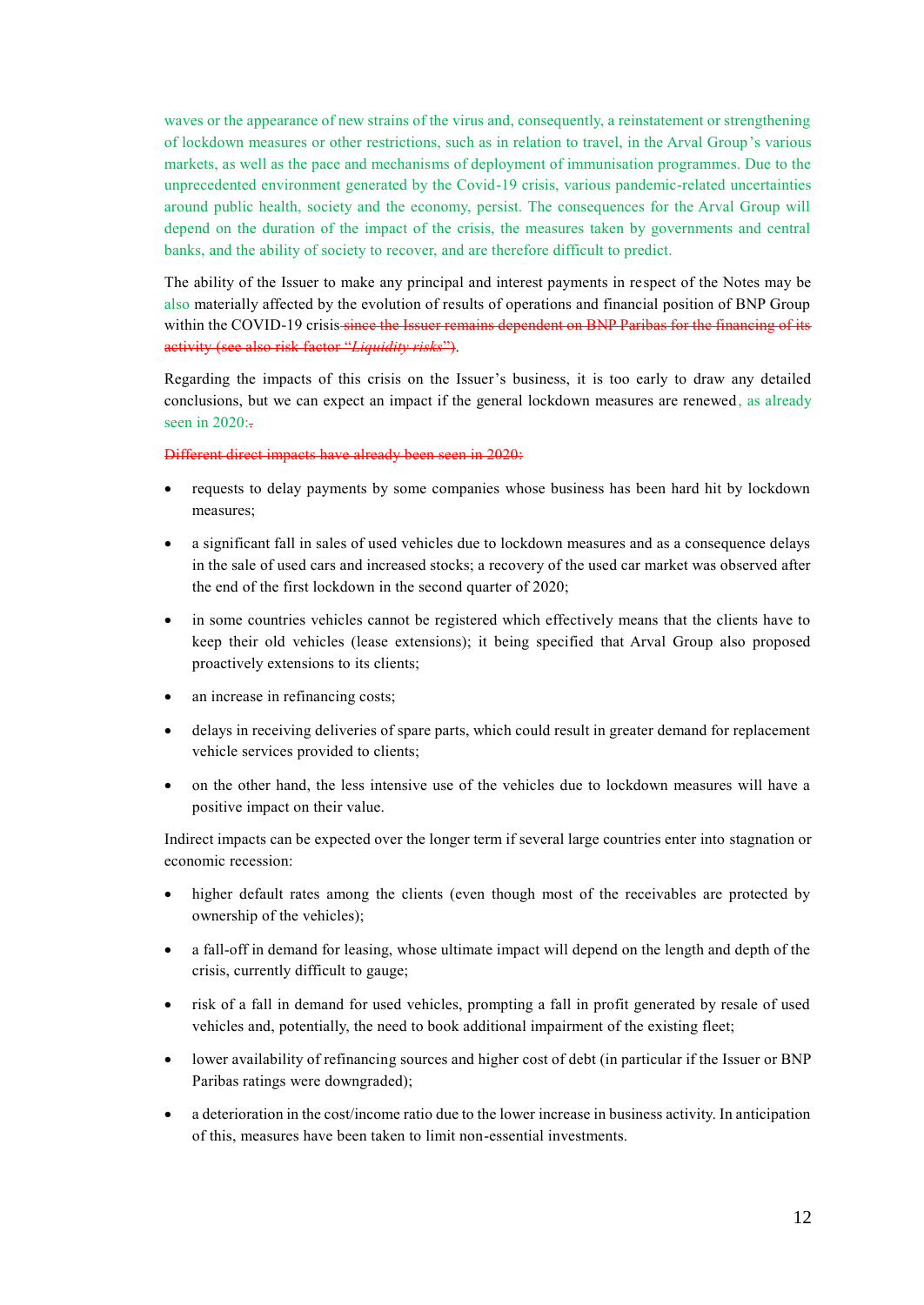waves or the appearance of new strains of the virus and, consequently, a reinstatement or strengthening of lockdown measures or other restrictions, such as in relation to travel, in the Arval Group's various markets, as well as the pace and mechanisms of deployment of immunisation programmes. Due to the unprecedented environment generated by the Covid-19 crisis, various pandemic-related uncertainties around public health, society and the economy, persist. The consequences for the Arval Group will depend on the duration of the impact of the crisis, the measures taken by governments and central banks, and the ability of society to recover, and are therefore difficult to predict.

The ability of the Issuer to make any principal and interest payments in respect of the Notes may be also materially affected by the evolution of results of operations and financial position of BNP Group within the COVID-19 crisis~~ since the Issuer remains dependent on BNP Paribas for the financing of its activity (see also risk factor "*Liquidity risks*")~~.

Regarding the impacts of this crisis on the Issuer's business, it is too early to draw any detailed conclusions, but we can expect an impact if the general lockdown measures are renewed, as already seen in 2020:~~.~~

~~Different direct impacts have already been seen in 2020:~~

- requests to delay payments by some companies whose business has been hard hit by lockdown measures;
- a significant fall in sales of used vehicles due to lockdown measures and as a consequence delays in the sale of used cars and increased stocks; a recovery of the used car market was observed after the end of the first lockdown in the second quarter of 2020;
- in some countries vehicles cannot be registered which effectively means that the clients have to keep their old vehicles (lease extensions); it being specified that Arval Group also proposed proactively extensions to its clients;
- an increase in refinancing costs;
- delays in receiving deliveries of spare parts, which could result in greater demand for replacement vehicle services provided to clients;
- on the other hand, the less intensive use of the vehicles due to lockdown measures will have a positive impact on their value.

Indirect impacts can be expected over the longer term if several large countries enter into stagnation or economic recession:

- higher default rates among the clients (even though most of the receivables are protected by ownership of the vehicles);
- a fall-off in demand for leasing, whose ultimate impact will depend on the length and depth of the crisis, currently difficult to gauge;
- risk of a fall in demand for used vehicles, prompting a fall in profit generated by resale of used vehicles and, potentially, the need to book additional impairment of the existing fleet;
- lower availability of refinancing sources and higher cost of debt (in particular if the Issuer or BNP Paribas ratings were downgraded);
- a deterioration in the cost/income ratio due to the lower increase in business activity. In anticipation of this, measures have been taken to limit non-essential investments.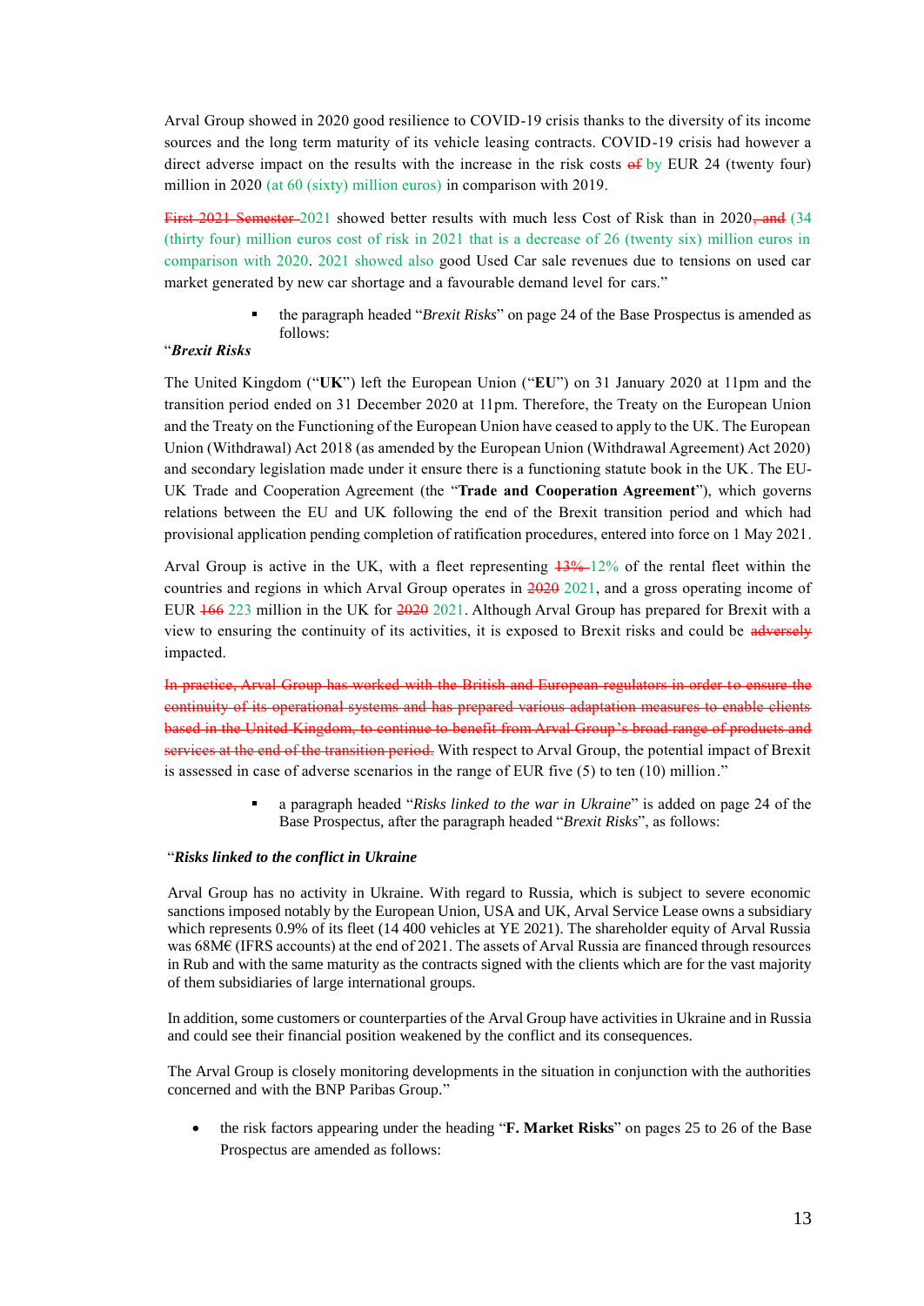Arval Group showed in 2020 good resilience to COVID-19 crisis thanks to the diversity of its income sources and the long term maturity of its vehicle leasing contracts. COVID-19 crisis had however a direct adverse impact on the results with the increase in the risk costs ~~of~~ by EUR 24 (twenty four) million in 2020 (at 60 (sixty) million euros) in comparison with 2019.

~~First 2021 Semester~~ 2021 showed better results with much less Cost of Risk than in 2020~~, and~~ (34 (thirty four) million euros cost of risk in 2021 that is a decrease of 26 (twenty six) million euros in comparison with 2020. 2021 showed also good Used Car sale revenues due to tensions on used car market generated by new car shortage and a favourable demand level for cars."

- the paragraph headed "*Brexit Risks*" on page 24 of the Base Prospectus is amended as follows:

"***Brexit Risks***

The United Kingdom ("**UK**") left the European Union ("**EU**") on 31 January 2020 at 11pm and the transition period ended on 31 December 2020 at 11pm. Therefore, the Treaty on the European Union and the Treaty on the Functioning of the European Union have ceased to apply to the UK. The European Union (Withdrawal) Act 2018 (as amended by the European Union (Withdrawal Agreement) Act 2020) and secondary legislation made under it ensure there is a functioning statute book in the UK. The EU-UK Trade and Cooperation Agreement (the "**Trade and Cooperation Agreement**"), which governs relations between the EU and UK following the end of the Brexit transition period and which had provisional application pending completion of ratification procedures, entered into force on 1 May 2021.

Arval Group is active in the UK, with a fleet representing ~~13%~~ 12% of the rental fleet within the countries and regions in which Arval Group operates in ~~2020~~ 2021, and a gross operating income of EUR ~~166~~ 223 million in the UK for ~~2020~~ 2021. Although Arval Group has prepared for Brexit with a view to ensuring the continuity of its activities, it is exposed to Brexit risks and could be ~~adversely~~ impacted.

~~In practice, Arval Group has worked with the British and European regulators in order to ensure the continuity of its operational systems and has prepared various adaptation measures to enable clients based in the United Kingdom, to continue to benefit from Arval Group's broad range of products and services at the end of the transition period.~~ With respect to Arval Group, the potential impact of Brexit is assessed in case of adverse scenarios in the range of EUR five (5) to ten (10) million."

- a paragraph headed "*Risks linked to the war in Ukraine*" is added on page 24 of the Base Prospectus, after the paragraph headed "*Brexit Risks*", as follows:

"***Risks linked to the conflict in Ukraine***

Arval Group has no activity in Ukraine. With regard to Russia, which is subject to severe economic sanctions imposed notably by the European Union, USA and UK, Arval Service Lease owns a subsidiary which represents 0.9% of its fleet (14 400 vehicles at YE 2021). The shareholder equity of Arval Russia was 68M€ (IFRS accounts) at the end of 2021. The assets of Arval Russia are financed through resources in Rub and with the same maturity as the contracts signed with the clients which are for the vast majority of them subsidiaries of large international groups.

In addition, some customers or counterparties of the Arval Group have activities in Ukraine and in Russia and could see their financial position weakened by the conflict and its consequences.

The Arval Group is closely monitoring developments in the situation in conjunction with the authorities concerned and with the BNP Paribas Group."

- the risk factors appearing under the heading "**F. Market Risks**" on pages 25 to 26 of the Base Prospectus are amended as follows: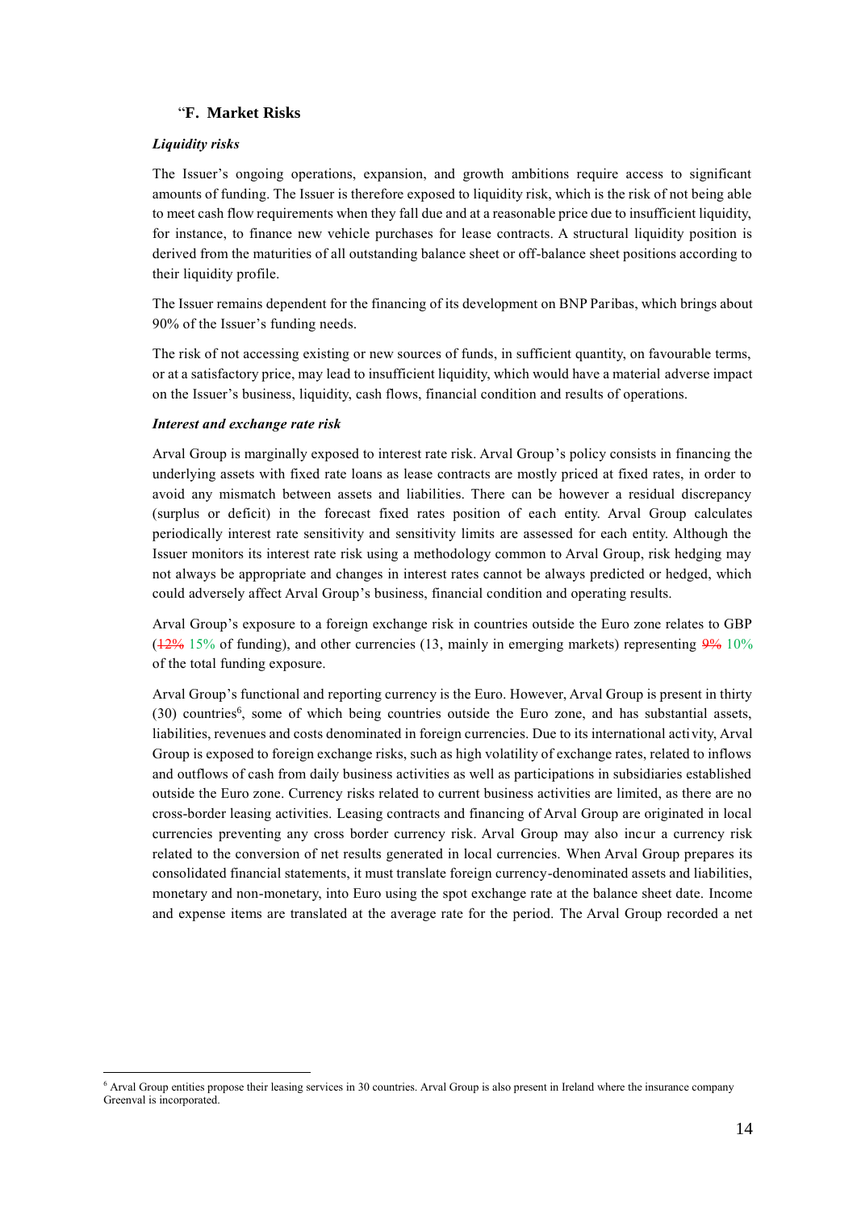### "F. Market Risks

***Liquidity risks***

The Issuer's ongoing operations, expansion, and growth ambitions require access to significant amounts of funding. The Issuer is therefore exposed to liquidity risk, which is the risk of not being able to meet cash flow requirements when they fall due and at a reasonable price due to insufficient liquidity, for instance, to finance new vehicle purchases for lease contracts. A structural liquidity position is derived from the maturities of all outstanding balance sheet or off-balance sheet positions according to their liquidity profile.

The Issuer remains dependent for the financing of its development on BNP Paribas, which brings about 90% of the Issuer's funding needs.

The risk of not accessing existing or new sources of funds, in sufficient quantity, on favourable terms, or at a satisfactory price, may lead to insufficient liquidity, which would have a material adverse impact on the Issuer's business, liquidity, cash flows, financial condition and results of operations.

***Interest and exchange rate risk***

Arval Group is marginally exposed to interest rate risk. Arval Group's policy consists in financing the underlying assets with fixed rate loans as lease contracts are mostly priced at fixed rates, in order to avoid any mismatch between assets and liabilities. There can be however a residual discrepancy (surplus or deficit) in the forecast fixed rates position of each entity. Arval Group calculates periodically interest rate sensitivity and sensitivity limits are assessed for each entity. Although the Issuer monitors its interest rate risk using a methodology common to Arval Group, risk hedging may not always be appropriate and changes in interest rates cannot be always predicted or hedged, which could adversely affect Arval Group's business, financial condition and operating results.

Arval Group's exposure to a foreign exchange risk in countries outside the Euro zone relates to GBP (~~12%~~ 15% of funding), and other currencies (13, mainly in emerging markets) representing ~~9%~~ 10% of the total funding exposure.

Arval Group's functional and reporting currency is the Euro. However, Arval Group is present in thirty (30) countries[6], some of which being countries outside the Euro zone, and has substantial assets, liabilities, revenues and costs denominated in foreign currencies. Due to its international activity, Arval Group is exposed to foreign exchange risks, such as high volatility of exchange rates, related to inflows and outflows of cash from daily business activities as well as participations in subsidiaries established outside the Euro zone. Currency risks related to current business activities are limited, as there are no cross-border leasing activities. Leasing contracts and financing of Arval Group are originated in local currencies preventing any cross border currency risk. Arval Group may also incur a currency risk related to the conversion of net results generated in local currencies. When Arval Group prepares its consolidated financial statements, it must translate foreign currency-denominated assets and liabilities, monetary and non-monetary, into Euro using the spot exchange rate at the balance sheet date. Income and expense items are translated at the average rate for the period. The Arval Group recorded a net

[6] Arval Group entities propose their leasing services in 30 countries. Arval Group is also present in Ireland where the insurance company Greenval is incorporated.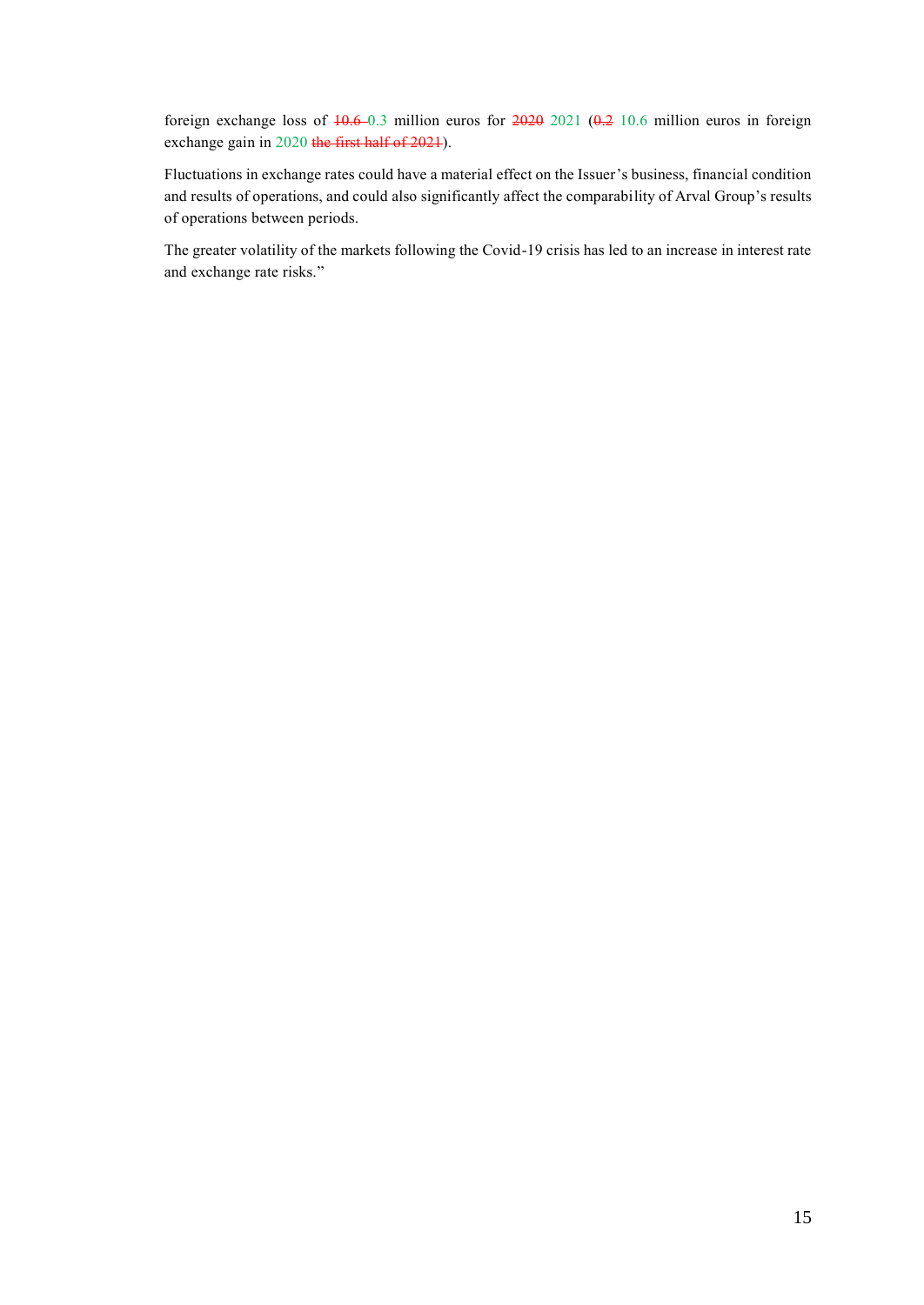foreign exchange loss of ~~10.6~~ 0.3 million euros for ~~2020~~ 2021 (~~0.2~~ 10.6 million euros in foreign exchange gain in 2020 ~~the first half of 2021~~).

Fluctuations in exchange rates could have a material effect on the Issuer's business, financial condition and results of operations, and could also significantly affect the comparability of Arval Group's results of operations between periods.

The greater volatility of the markets following the Covid-19 crisis has led to an increase in interest rate and exchange rate risks."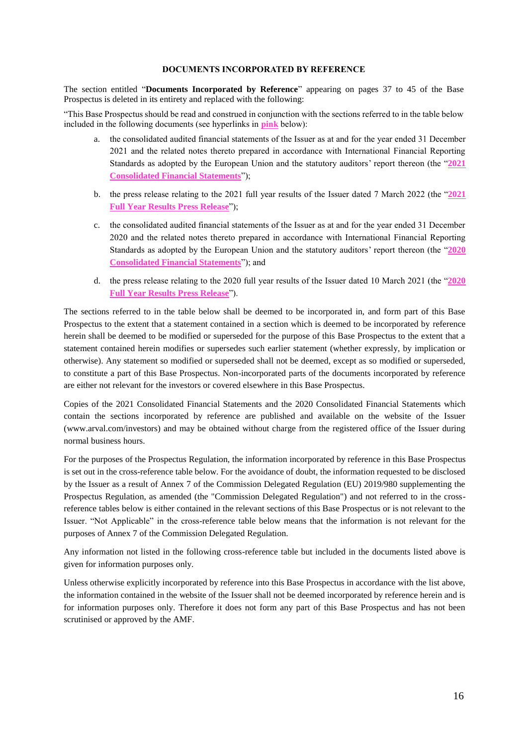## DOCUMENTS INCORPORATED BY REFERENCE

The section entitled "**Documents Incorporated by Reference**" appearing on pages 37 to 45 of the Base Prospectus is deleted in its entirety and replaced with the following:

"This Base Prospectus should be read and construed in conjunction with the sections referred to in the table below included in the following documents (see hyperlinks in **pink** below):

a. the consolidated audited financial statements of the Issuer as at and for the year ended 31 December 2021 and the related notes thereto prepared in accordance with International Financial Reporting Standards as adopted by the European Union and the statutory auditors' report thereon (the "**2021 Consolidated Financial Statements**");

b. the press release relating to the 2021 full year results of the Issuer dated 7 March 2022 (the "**2021 Full Year Results Press Release**");

c. the consolidated audited financial statements of the Issuer as at and for the year ended 31 December 2020 and the related notes thereto prepared in accordance with International Financial Reporting Standards as adopted by the European Union and the statutory auditors' report thereon (the "**2020 Consolidated Financial Statements**"); and

d. the press release relating to the 2020 full year results of the Issuer dated 10 March 2021 (the "**2020 Full Year Results Press Release**").

The sections referred to in the table below shall be deemed to be incorporated in, and form part of this Base Prospectus to the extent that a statement contained in a section which is deemed to be incorporated by reference herein shall be deemed to be modified or superseded for the purpose of this Base Prospectus to the extent that a statement contained herein modifies or supersedes such earlier statement (whether expressly, by implication or otherwise). Any statement so modified or superseded shall not be deemed, except as so modified or superseded, to constitute a part of this Base Prospectus. Non-incorporated parts of the documents incorporated by reference are either not relevant for the investors or covered elsewhere in this Base Prospectus.

Copies of the 2021 Consolidated Financial Statements and the 2020 Consolidated Financial Statements which contain the sections incorporated by reference are published and available on the website of the Issuer (www.arval.com/investors) and may be obtained without charge from the registered office of the Issuer during normal business hours.

For the purposes of the Prospectus Regulation, the information incorporated by reference in this Base Prospectus is set out in the cross-reference table below. For the avoidance of doubt, the information requested to be disclosed by the Issuer as a result of Annex 7 of the Commission Delegated Regulation (EU) 2019/980 supplementing the Prospectus Regulation, as amended (the "Commission Delegated Regulation") and not referred to in the cross-reference tables below is either contained in the relevant sections of this Base Prospectus or is not relevant to the Issuer. "Not Applicable" in the cross-reference table below means that the information is not relevant for the purposes of Annex 7 of the Commission Delegated Regulation.

Any information not listed in the following cross-reference table but included in the documents listed above is given for information purposes only.

Unless otherwise explicitly incorporated by reference into this Base Prospectus in accordance with the list above, the information contained in the website of the Issuer shall not be deemed incorporated by reference herein and is for information purposes only. Therefore it does not form any part of this Base Prospectus and has not been scrutinised or approved by the AMF.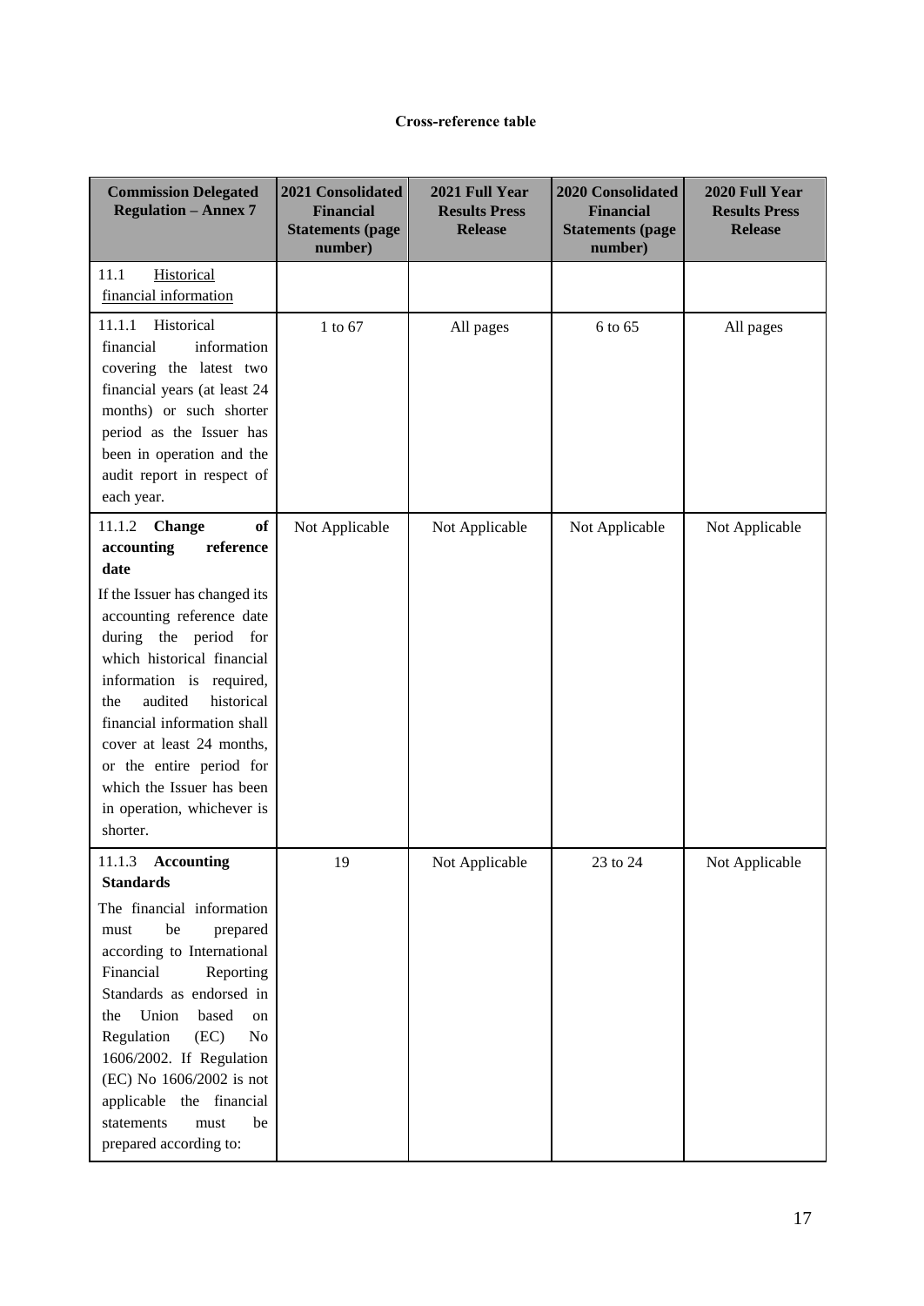**Cross-reference table**

| Commission Delegated Regulation – Annex 7 | 2021 Consolidated Financial Statements (page number) | 2021 Full Year Results Press Release | 2020 Consolidated Financial Statements (page number) | 2020 Full Year Results Press Release |
|---|---|---|---|---|
| 11.1 Historical financial information | | | | |
| 11.1.1 Historical financial information covering the latest two financial years (at least 24 months) or such shorter period as the Issuer has been in operation and the audit report in respect of each year. | 1 to 67 | All pages | 6 to 65 | All pages |
| 11.1.2 **Change of accounting reference date** If the Issuer has changed its accounting reference date during the period for which historical financial information is required, the audited historical financial information shall cover at least 24 months, or the entire period for which the Issuer has been in operation, whichever is shorter. | Not Applicable | Not Applicable | Not Applicable | Not Applicable |
| 11.1.3 **Accounting Standards** The financial information must be prepared according to International Financial Reporting Standards as endorsed in the Union based on Regulation (EC) No 1606/2002. If Regulation (EC) No 1606/2002 is not applicable the financial statements must be prepared according to: | 19 | Not Applicable | 23 to 24 | Not Applicable |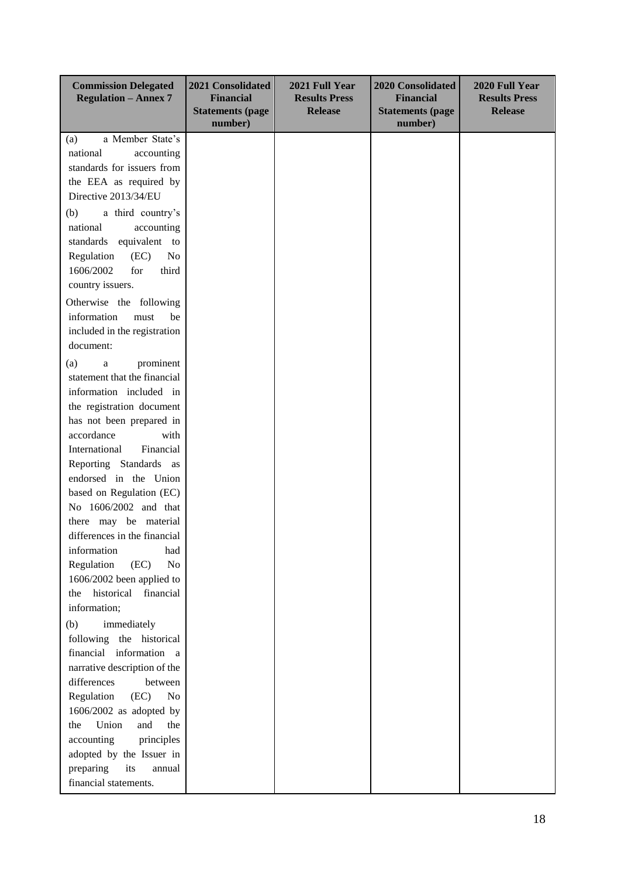| Commission Delegated Regulation – Annex 7 | 2021 Consolidated Financial Statements (page number) | 2021 Full Year Results Press Release | 2020 Consolidated Financial Statements (page number) | 2020 Full Year Results Press Release |
|---|---|---|---|---|
| (a) a Member State's national accounting standards for issuers from the EEA as required by Directive 2013/34/EU<br><br>(b) a third country's national accounting standards equivalent to Regulation (EC) No 1606/2002 for third country issuers.<br><br>Otherwise the following information must be included in the registration document:<br><br>(a) a prominent statement that the financial information included in the registration document has not been prepared in accordance with International Financial Reporting Standards as endorsed in the Union based on Regulation (EC) No 1606/2002 and that there may be material differences in the financial information had Regulation (EC) No 1606/2002 been applied to the historical financial information;<br><br>(b) immediately following the historical financial information a narrative description of the differences between Regulation (EC) No 1606/2002 as adopted by the Union and the accounting principles adopted by the Issuer in preparing its annual financial statements. | | | | |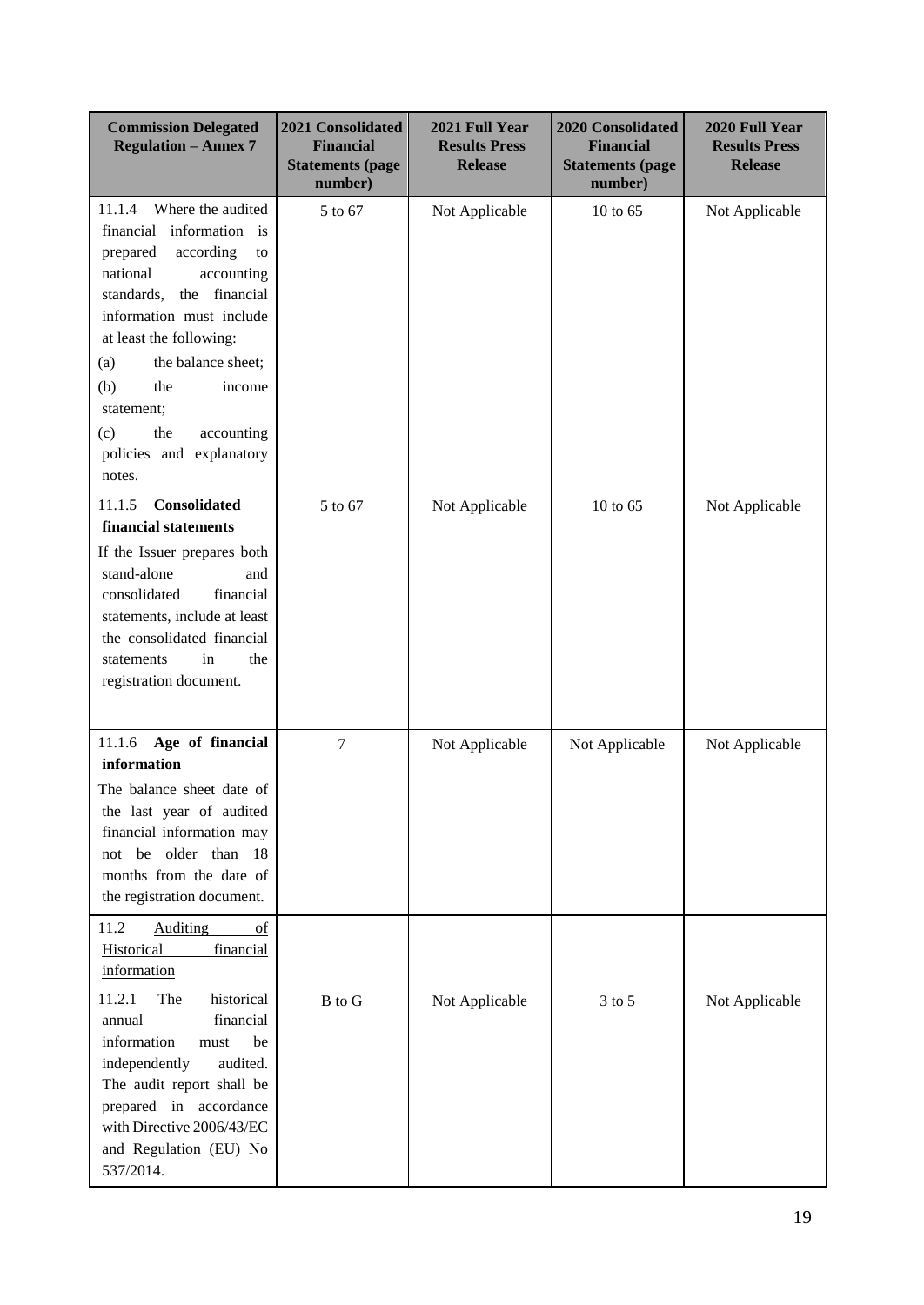| Commission Delegated Regulation – Annex 7 | 2021 Consolidated Financial Statements (page number) | 2021 Full Year Results Press Release | 2020 Consolidated Financial Statements (page number) | 2020 Full Year Results Press Release |
|---|---|---|---|---|
| 11.1.4 Where the audited financial information is prepared according to national accounting standards, the financial information must include at least the following: (a) the balance sheet; (b) the income statement; (c) the accounting policies and explanatory notes. | 5 to 67 | Not Applicable | 10 to 65 | Not Applicable |
| 11.1.5 **Consolidated financial statements** If the Issuer prepares both stand-alone and consolidated financial statements, include at least the consolidated financial statements in the registration document. | 5 to 67 | Not Applicable | 10 to 65 | Not Applicable |
| 11.1.6 **Age of financial information** The balance sheet date of the last year of audited financial information may not be older than 18 months from the date of the registration document. | 7 | Not Applicable | Not Applicable | Not Applicable |
| 11.2 Auditing of Historical financial information | | | | |
| 11.2.1 The historical annual financial information must be independently audited. The audit report shall be prepared in accordance with Directive 2006/43/EC and Regulation (EU) No 537/2014. | B to G | Not Applicable | 3 to 5 | Not Applicable |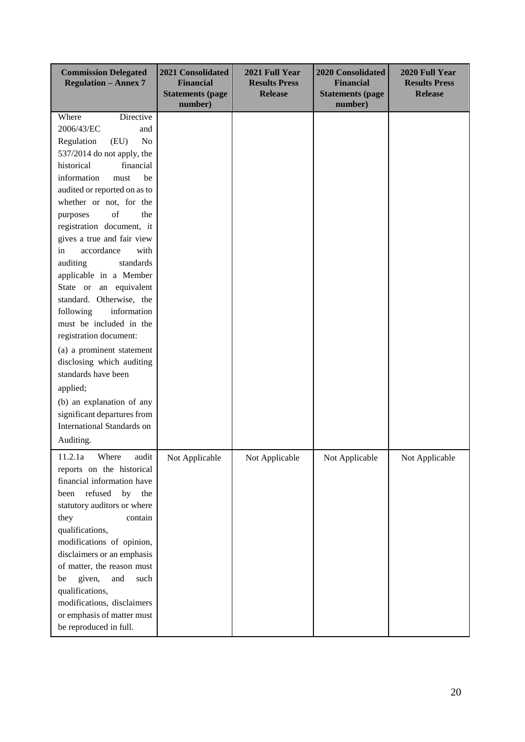| Commission Delegated Regulation – Annex 7 | 2021 Consolidated Financial Statements (page number) | 2021 Full Year Results Press Release | 2020 Consolidated Financial Statements (page number) | 2020 Full Year Results Press Release |
|---|---|---|---|---|
| Where Directive 2006/43/EC and Regulation (EU) No 537/2014 do not apply, the historical financial information must be audited or reported on as to whether or not, for the purposes of the registration document, it gives a true and fair view in accordance with auditing standards applicable in a Member State or an equivalent standard. Otherwise, the following information must be included in the registration document: (a) a prominent statement disclosing which auditing standards have been applied; (b) an explanation of any significant departures from International Standards on Auditing. | | | | |
| 11.2.1a Where audit reports on the historical financial information have been refused by the statutory auditors or where they contain qualifications, modifications of opinion, disclaimers or an emphasis of matter, the reason must be given, and such qualifications, modifications, disclaimers or emphasis of matter must be reproduced in full. | Not Applicable | Not Applicable | Not Applicable | Not Applicable |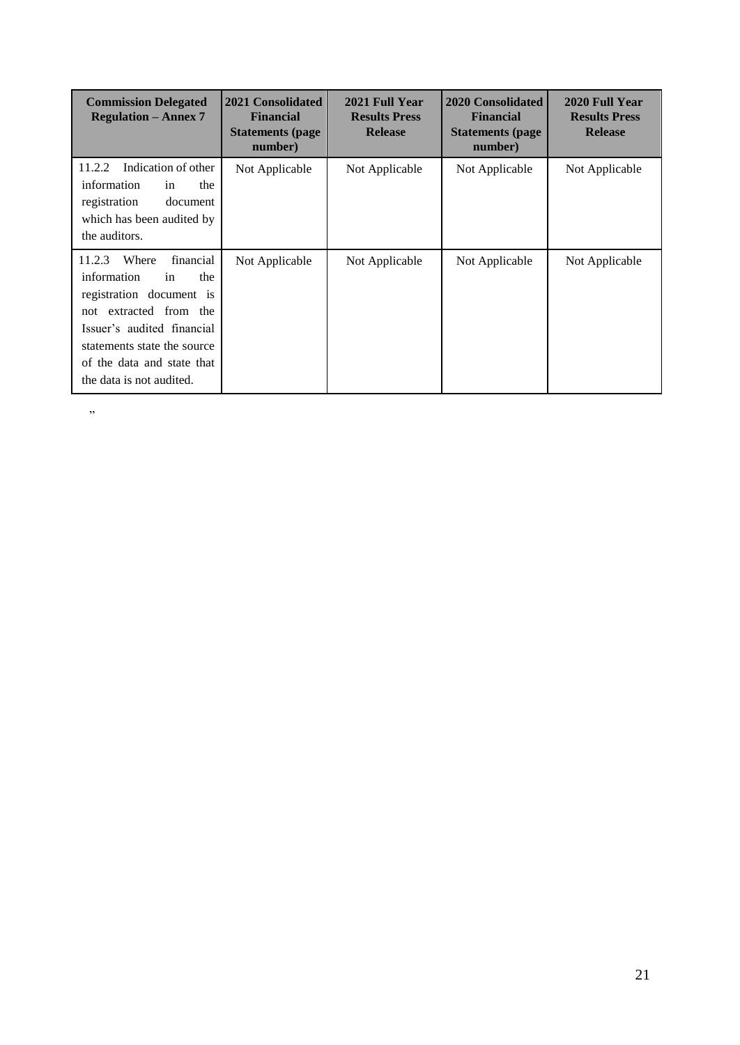| Commission Delegated Regulation – Annex 7 | 2021 Consolidated Financial Statements (page number) | 2021 Full Year Results Press Release | 2020 Consolidated Financial Statements (page number) | 2020 Full Year Results Press Release |
|---|---|---|---|---|
| 11.2.2 Indication of other information in the registration document which has been audited by the auditors. | Not Applicable | Not Applicable | Not Applicable | Not Applicable |
| 11.2.3 Where financial information in the registration document is not extracted from the Issuer's audited financial statements state the source of the data and state that the data is not audited. | Not Applicable | Not Applicable | Not Applicable | Not Applicable |

"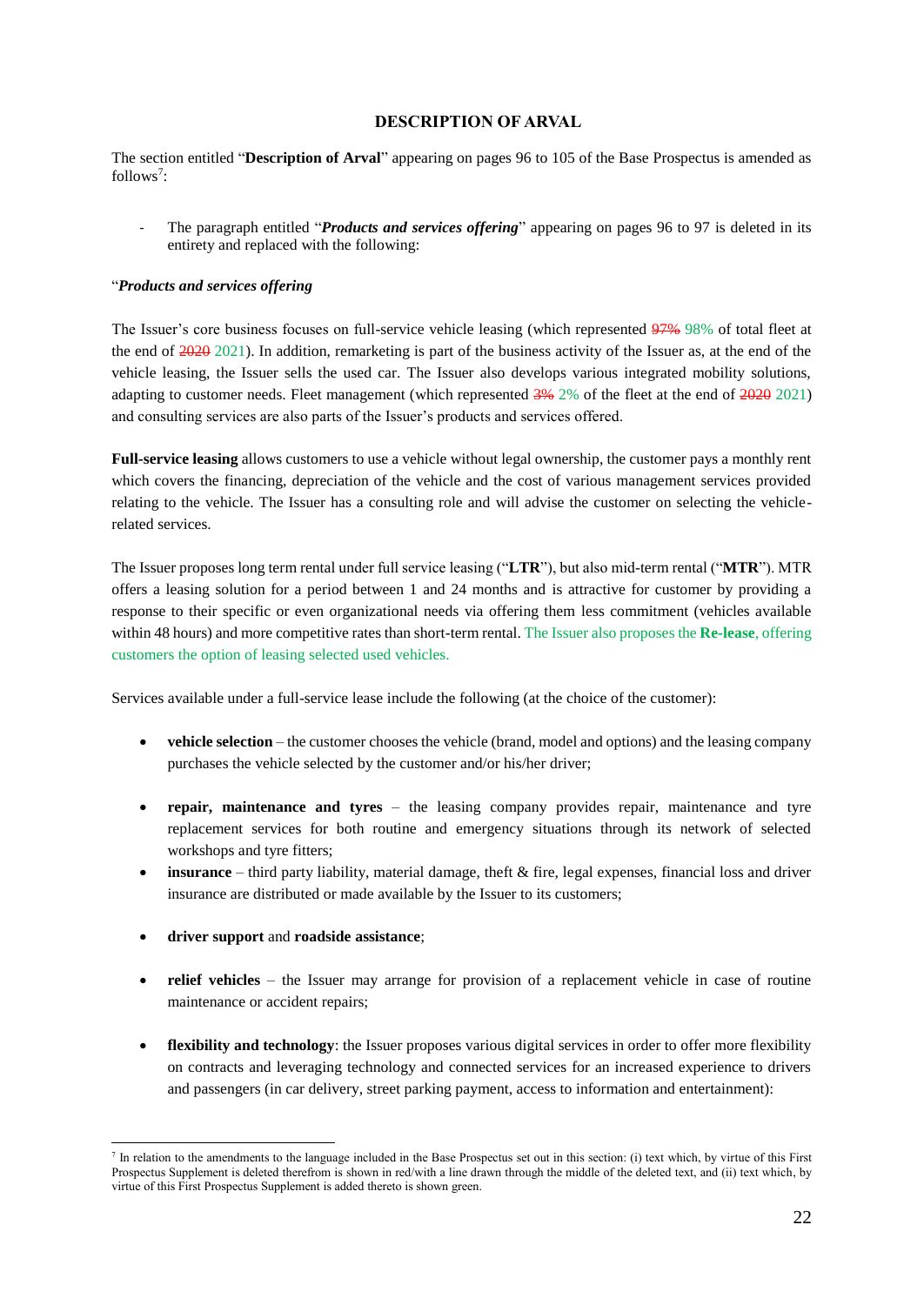## DESCRIPTION OF ARVAL

The section entitled "**Description of Arval**" appearing on pages 96 to 105 of the Base Prospectus is amended as follows[7]:

- The paragraph entitled "***Products and services offering***" appearing on pages 96 to 97 is deleted in its entirety and replaced with the following:

"***Products and services offering***

The Issuer's core business focuses on full-service vehicle leasing (which represented ~~97%~~ 98% of total fleet at the end of ~~2020~~ 2021). In addition, remarketing is part of the business activity of the Issuer as, at the end of the vehicle leasing, the Issuer sells the used car. The Issuer also develops various integrated mobility solutions, adapting to customer needs. Fleet management (which represented ~~3%~~ 2% of the fleet at the end of ~~2020~~ 2021) and consulting services are also parts of the Issuer's products and services offered.

**Full-service leasing** allows customers to use a vehicle without legal ownership, the customer pays a monthly rent which covers the financing, depreciation of the vehicle and the cost of various management services provided relating to the vehicle. The Issuer has a consulting role and will advise the customer on selecting the vehicle-related services.

The Issuer proposes long term rental under full service leasing ("**LTR**"), but also mid-term rental ("**MTR**"). MTR offers a leasing solution for a period between 1 and 24 months and is attractive for customer by providing a response to their specific or even organizational needs via offering them less commitment (vehicles available within 48 hours) and more competitive rates than short-term rental. The Issuer also proposes the **Re-lease**, offering customers the option of leasing selected used vehicles.

Services available under a full-service lease include the following (at the choice of the customer):

- **vehicle selection** – the customer chooses the vehicle (brand, model and options) and the leasing company purchases the vehicle selected by the customer and/or his/her driver;
- **repair, maintenance and tyres** – the leasing company provides repair, maintenance and tyre replacement services for both routine and emergency situations through its network of selected workshops and tyre fitters;
- **insurance** – third party liability, material damage, theft & fire, legal expenses, financial loss and driver insurance are distributed or made available by the Issuer to its customers;
- **driver support** and **roadside assistance**;
- **relief vehicles** – the Issuer may arrange for provision of a replacement vehicle in case of routine maintenance or accident repairs;
- **flexibility and technology**: the Issuer proposes various digital services in order to offer more flexibility on contracts and leveraging technology and connected services for an increased experience to drivers and passengers (in car delivery, street parking payment, access to information and entertainment):

[7] In relation to the amendments to the language included in the Base Prospectus set out in this section: (i) text which, by virtue of this First Prospectus Supplement is deleted therefrom is shown in red/with a line drawn through the middle of the deleted text, and (ii) text which, by virtue of this First Prospectus Supplement is added thereto is shown green.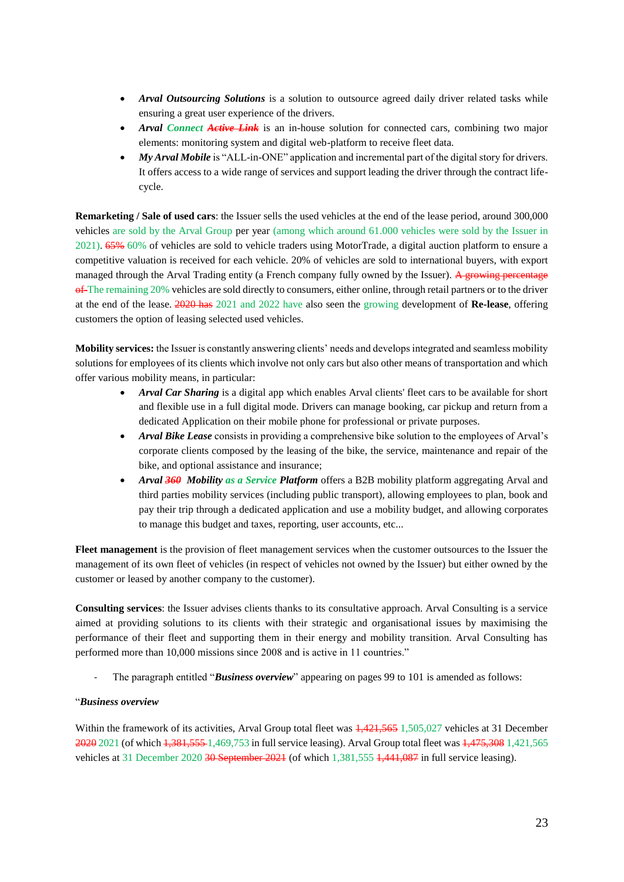- ***Arval Outsourcing Solutions*** is a solution to outsource agreed daily driver related tasks while ensuring a great user experience of the drivers.
- ***Arval Connect ~~Active Link~~*** is an in-house solution for connected cars, combining two major elements: monitoring system and digital web-platform to receive fleet data.
- ***My Arval Mobile*** is "ALL-in-ONE" application and incremental part of the digital story for drivers. It offers access to a wide range of services and support leading the driver through the contract life-cycle.

**Remarketing / Sale of used cars**: the Issuer sells the used vehicles at the end of the lease period, around 300,000 vehicles are sold by the Arval Group per year (among which around 61.000 vehicles were sold by the Issuer in 2021). ~~65%~~ 60% of vehicles are sold to vehicle traders using MotorTrade, a digital auction platform to ensure a competitive valuation is received for each vehicle. 20% of vehicles are sold to international buyers, with export managed through the Arval Trading entity (a French company fully owned by the Issuer). ~~A growing percentage of~~ The remaining 20% vehicles are sold directly to consumers, either online, through retail partners or to the driver at the end of the lease. ~~2020 has~~ 2021 and 2022 have also seen the growing development of **Re-lease**, offering customers the option of leasing selected used vehicles.

**Mobility services:** the Issuer is constantly answering clients' needs and develops integrated and seamless mobility solutions for employees of its clients which involve not only cars but also other means of transportation and which offer various mobility means, in particular:

- ***Arval Car Sharing*** is a digital app which enables Arval clients' fleet cars to be available for short and flexible use in a full digital mode. Drivers can manage booking, car pickup and return from a dedicated Application on their mobile phone for professional or private purposes.
- ***Arval Bike Lease*** consists in providing a comprehensive bike solution to the employees of Arval's corporate clients composed by the leasing of the bike, the service, maintenance and repair of the bike, and optional assistance and insurance;
- ***Arval ~~360~~ Mobility as a Service Platform*** offers a B2B mobility platform aggregating Arval and third parties mobility services (including public transport), allowing employees to plan, book and pay their trip through a dedicated application and use a mobility budget, and allowing corporates to manage this budget and taxes, reporting, user accounts, etc...

**Fleet management** is the provision of fleet management services when the customer outsources to the Issuer the management of its own fleet of vehicles (in respect of vehicles not owned by the Issuer) but either owned by the customer or leased by another company to the customer).

**Consulting services**: the Issuer advises clients thanks to its consultative approach. Arval Consulting is a service aimed at providing solutions to its clients with their strategic and organisational issues by maximising the performance of their fleet and supporting them in their energy and mobility transition. Arval Consulting has performed more than 10,000 missions since 2008 and is active in 11 countries."

- The paragraph entitled "***Business overview***" appearing on pages 99 to 101 is amended as follows:

"***Business overview***

Within the framework of its activities, Arval Group total fleet was ~~1,421,565~~ 1,505,027 vehicles at 31 December ~~2020~~ 2021 (of which ~~1,381,555~~ 1,469,753 in full service leasing). Arval Group total fleet was ~~1,475,308~~ 1,421,565 vehicles at 31 December 2020 ~~30 September 2021~~ (of which 1,381,555 ~~1,441,087~~ in full service leasing).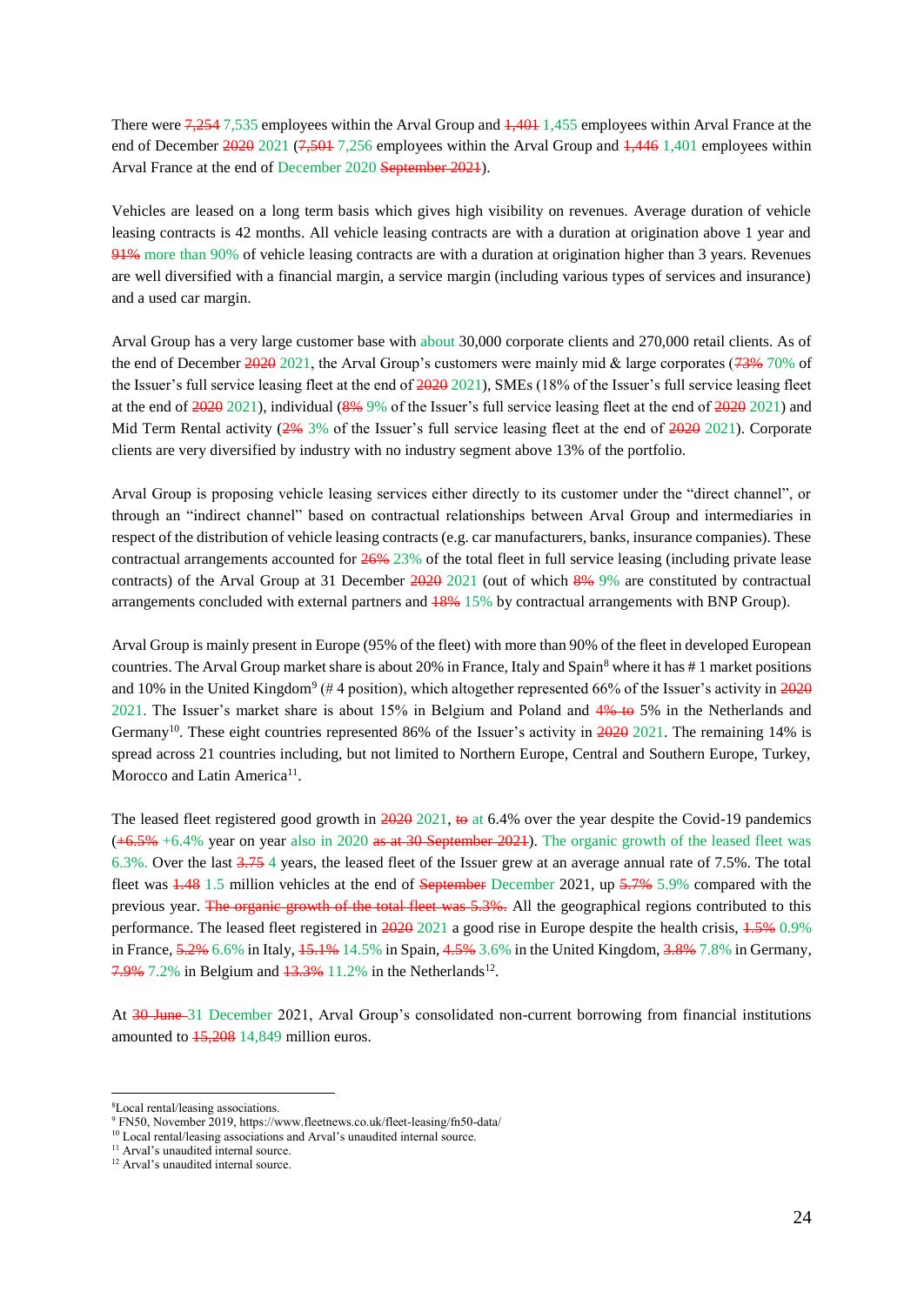There were ~~7,254~~ 7,535 employees within the Arval Group and ~~1,401~~ 1,455 employees within Arval France at the end of December ~~2020~~ 2021 (~~7,501~~ 7,256 employees within the Arval Group and ~~1,446~~ 1,401 employees within Arval France at the end of December 2020 ~~September 2021~~).

Vehicles are leased on a long term basis which gives high visibility on revenues. Average duration of vehicle leasing contracts is 42 months. All vehicle leasing contracts are with a duration at origination above 1 year and ~~91%~~ more than 90% of vehicle leasing contracts are with a duration at origination higher than 3 years. Revenues are well diversified with a financial margin, a service margin (including various types of services and insurance) and a used car margin.

Arval Group has a very large customer base with about 30,000 corporate clients and 270,000 retail clients. As of the end of December ~~2020~~ 2021, the Arval Group's customers were mainly mid & large corporates (~~73%~~ 70% of the Issuer's full service leasing fleet at the end of ~~2020~~ 2021), SMEs (18% of the Issuer's full service leasing fleet at the end of ~~2020~~ 2021), individual (~~8%~~ 9% of the Issuer's full service leasing fleet at the end of ~~2020~~ 2021) and Mid Term Rental activity (~~2%~~ 3% of the Issuer's full service leasing fleet at the end of ~~2020~~ 2021). Corporate clients are very diversified by industry with no industry segment above 13% of the portfolio.

Arval Group is proposing vehicle leasing services either directly to its customer under the "direct channel", or through an "indirect channel" based on contractual relationships between Arval Group and intermediaries in respect of the distribution of vehicle leasing contracts (e.g. car manufacturers, banks, insurance companies). These contractual arrangements accounted for ~~26%~~ 23% of the total fleet in full service leasing (including private lease contracts) of the Arval Group at 31 December ~~2020~~ 2021 (out of which ~~8%~~ 9% are constituted by contractual arrangements concluded with external partners and ~~18%~~ 15% by contractual arrangements with BNP Group).

Arval Group is mainly present in Europe (95% of the fleet) with more than 90% of the fleet in developed European countries. The Arval Group market share is about 20% in France, Italy and Spain[8] where it has # 1 market positions and 10% in the United Kingdom[9] (# 4 position), which altogether represented 66% of the Issuer's activity in ~~2020~~ 2021. The Issuer's market share is about 15% in Belgium and Poland and ~~4% to~~ 5% in the Netherlands and Germany[10]. These eight countries represented 86% of the Issuer's activity in ~~2020~~ 2021. The remaining 14% is spread across 21 countries including, but not limited to Northern Europe, Central and Southern Europe, Turkey, Morocco and Latin America[11].

The leased fleet registered good growth in ~~2020~~ 2021, ~~to~~ at 6.4% over the year despite the Covid-19 pandemics (~~+6.5%~~ +6.4% year on year also in 2020 ~~as at 30 September 2021~~). The organic growth of the leased fleet was 6.3%. Over the last ~~3.75~~ 4 years, the leased fleet of the Issuer grew at an average annual rate of 7.5%. The total fleet was ~~1.48~~ 1.5 million vehicles at the end of ~~September~~ December 2021, up ~~5.7%~~ 5.9% compared with the previous year. ~~The organic growth of the total fleet was 5.3%.~~ All the geographical regions contributed to this performance. The leased fleet registered in ~~2020~~ 2021 a good rise in Europe despite the health crisis, ~~1.5%~~ 0.9% in France, ~~5.2%~~ 6.6% in Italy, ~~15.1%~~ 14.5% in Spain, ~~4.5%~~ 3.6% in the United Kingdom, ~~3.8%~~ 7.8% in Germany, ~~7.9%~~ 7.2% in Belgium and ~~13.3%~~ 11.2% in the Netherlands[12].

At ~~30 June~~ 31 December 2021, Arval Group's consolidated non-current borrowing from financial institutions amounted to ~~15,208~~ 14,849 million euros.

---

[8] Local rental/leasing associations.
[9] FN50, November 2019, https://www.fleetnews.co.uk/fleet-leasing/fn50-data/
[10] Local rental/leasing associations and Arval's unaudited internal source.
[11] Arval's unaudited internal source.
[12] Arval's unaudited internal source.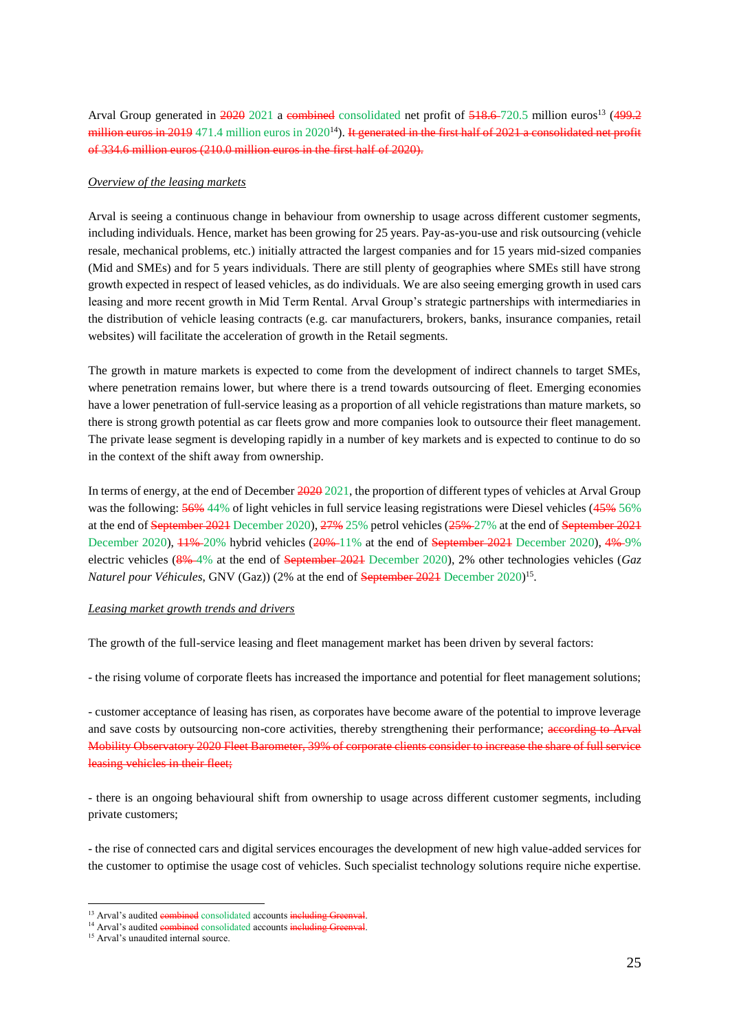Arval Group generated in ~~2020~~ 2021 a ~~combined~~ consolidated net profit of ~~518.6~~ 720.5 million euros[13] (~~499.2 million euros in 2019~~ 471.4 million euros in 2020[14]). ~~It generated in the first half of 2021 a consolidated net profit of 334.6 million euros (210.0 million euros in the first half of 2020).~~

*Overview of the leasing markets*

Arval is seeing a continuous change in behaviour from ownership to usage across different customer segments, including individuals. Hence, market has been growing for 25 years. Pay-as-you-use and risk outsourcing (vehicle resale, mechanical problems, etc.) initially attracted the largest companies and for 15 years mid-sized companies (Mid and SMEs) and for 5 years individuals. There are still plenty of geographies where SMEs still have strong growth expected in respect of leased vehicles, as do individuals. We are also seeing emerging growth in used cars leasing and more recent growth in Mid Term Rental. Arval Group's strategic partnerships with intermediaries in the distribution of vehicle leasing contracts (e.g. car manufacturers, brokers, banks, insurance companies, retail websites) will facilitate the acceleration of growth in the Retail segments.

The growth in mature markets is expected to come from the development of indirect channels to target SMEs, where penetration remains lower, but where there is a trend towards outsourcing of fleet. Emerging economies have a lower penetration of full-service leasing as a proportion of all vehicle registrations than mature markets, so there is strong growth potential as car fleets grow and more companies look to outsource their fleet management. The private lease segment is developing rapidly in a number of key markets and is expected to continue to do so in the context of the shift away from ownership.

In terms of energy, at the end of December ~~2020~~ 2021, the proportion of different types of vehicles at Arval Group was the following: ~~56%~~ 44% of light vehicles in full service leasing registrations were Diesel vehicles (~~45%~~ 56% at the end of ~~September 2021~~ December 2020), ~~27%~~ 25% petrol vehicles (~~25%~~ 27% at the end of ~~September 2021~~ December 2020), ~~11%~~ 20% hybrid vehicles (~~20%~~ 11% at the end of ~~September 2021~~ December 2020), ~~4%~~ 9% electric vehicles (~~8%~~ 4% at the end of ~~September 2021~~ December 2020), 2% other technologies vehicles (*Gaz Naturel pour Véhicules*, GNV (Gaz)) (2% at the end of ~~September 2021~~ December 2020)[15].

*Leasing market growth trends and drivers*

The growth of the full-service leasing and fleet management market has been driven by several factors:

- the rising volume of corporate fleets has increased the importance and potential for fleet management solutions;

- customer acceptance of leasing has risen, as corporates have become aware of the potential to improve leverage and save costs by outsourcing non-core activities, thereby strengthening their performance; ~~according to Arval Mobility Observatory 2020 Fleet Barometer, 39% of corporate clients consider to increase the share of full service leasing vehicles in their fleet;~~

- there is an ongoing behavioural shift from ownership to usage across different customer segments, including private customers;

- the rise of connected cars and digital services encourages the development of new high value-added services for the customer to optimise the usage cost of vehicles. Such specialist technology solutions require niche expertise.

---

[13] Arval's audited ~~combined~~ consolidated accounts ~~including Greenval~~.

[14] Arval's audited ~~combined~~ consolidated accounts ~~including Greenval~~.

[15] Arval's unaudited internal source.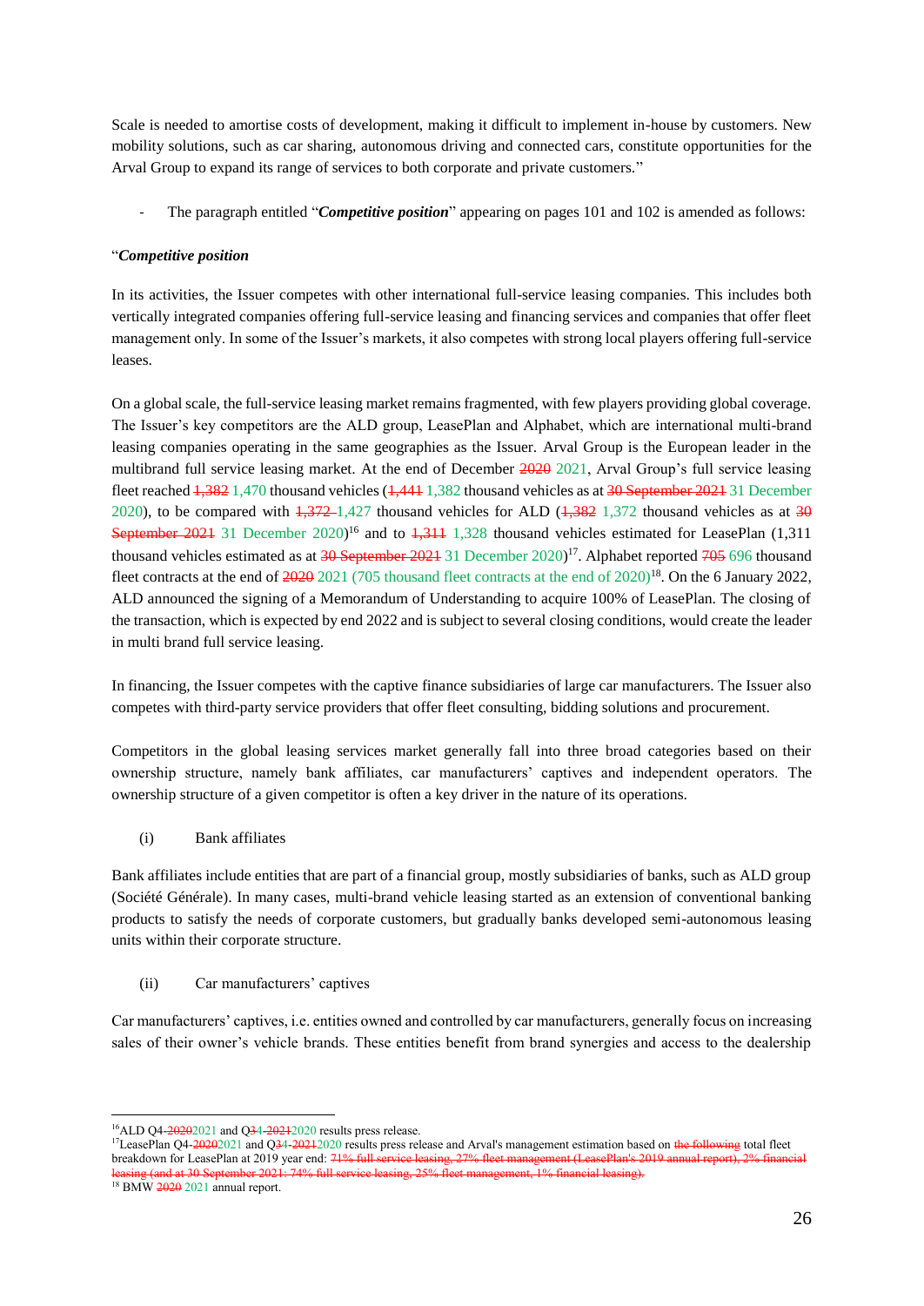Scale is needed to amortise costs of development, making it difficult to implement in-house by customers. New mobility solutions, such as car sharing, autonomous driving and connected cars, constitute opportunities for the Arval Group to expand its range of services to both corporate and private customers."

- The paragraph entitled "***Competitive position***" appearing on pages 101 and 102 is amended as follows:

"***Competitive position***

In its activities, the Issuer competes with other international full-service leasing companies. This includes both vertically integrated companies offering full-service leasing and financing services and companies that offer fleet management only. In some of the Issuer's markets, it also competes with strong local players offering full-service leases.

On a global scale, the full-service leasing market remains fragmented, with few players providing global coverage. The Issuer's key competitors are the ALD group, LeasePlan and Alphabet, which are international multi-brand leasing companies operating in the same geographies as the Issuer. Arval Group is the European leader in the multibrand full service leasing market. At the end of December ~~2020~~ 2021, Arval Group's full service leasing fleet reached ~~1,382~~ 1,470 thousand vehicles (~~1,441~~ 1,382 thousand vehicles as at ~~30 September 2021~~ 31 December 2020), to be compared with ~~1,372~~ 1,427 thousand vehicles for ALD (~~1,382~~ 1,372 thousand vehicles as at ~~30 September 2021~~ 31 December 2020)[16] and to ~~1,311~~ 1,328 thousand vehicles estimated for LeasePlan (1,311 thousand vehicles estimated as at ~~30 September 2021~~ 31 December 2020)[17]. Alphabet reported ~~705~~ 696 thousand fleet contracts at the end of ~~2020~~ 2021 (705 thousand fleet contracts at the end of 2020)[18]. On the 6 January 2022, ALD announced the signing of a Memorandum of Understanding to acquire 100% of LeasePlan. The closing of the transaction, which is expected by end 2022 and is subject to several closing conditions, would create the leader in multi brand full service leasing.

In financing, the Issuer competes with the captive finance subsidiaries of large car manufacturers. The Issuer also competes with third-party service providers that offer fleet consulting, bidding solutions and procurement.

Competitors in the global leasing services market generally fall into three broad categories based on their ownership structure, namely bank affiliates, car manufacturers' captives and independent operators. The ownership structure of a given competitor is often a key driver in the nature of its operations.

(i) Bank affiliates

Bank affiliates include entities that are part of a financial group, mostly subsidiaries of banks, such as ALD group (Société Générale). In many cases, multi-brand vehicle leasing started as an extension of conventional banking products to satisfy the needs of corporate customers, but gradually banks developed semi-autonomous leasing units within their corporate structure.

(ii) Car manufacturers' captives

Car manufacturers' captives, i.e. entities owned and controlled by car manufacturers, generally focus on increasing sales of their owner's vehicle brands. These entities benefit from brand synergies and access to the dealership

---

[16] ALD Q4-~~2020~~2021 and Q~~3~~4-~~2021~~2020 results press release.

[17] LeasePlan Q4-~~2020~~2021 and Q~~3~~4-~~2021~~2020 results press release and Arval's management estimation based on ~~the following~~ total fleet breakdown for LeasePlan at 2019 year end: ~~71% full service leasing, 27% fleet management (LeasePlan's 2019 annual report), 2% financial leasing (and at 30 September 2021: 74% full service leasing, 25% fleet management, 1% financial leasing).~~

[18] BMW ~~2020~~ 2021 annual report.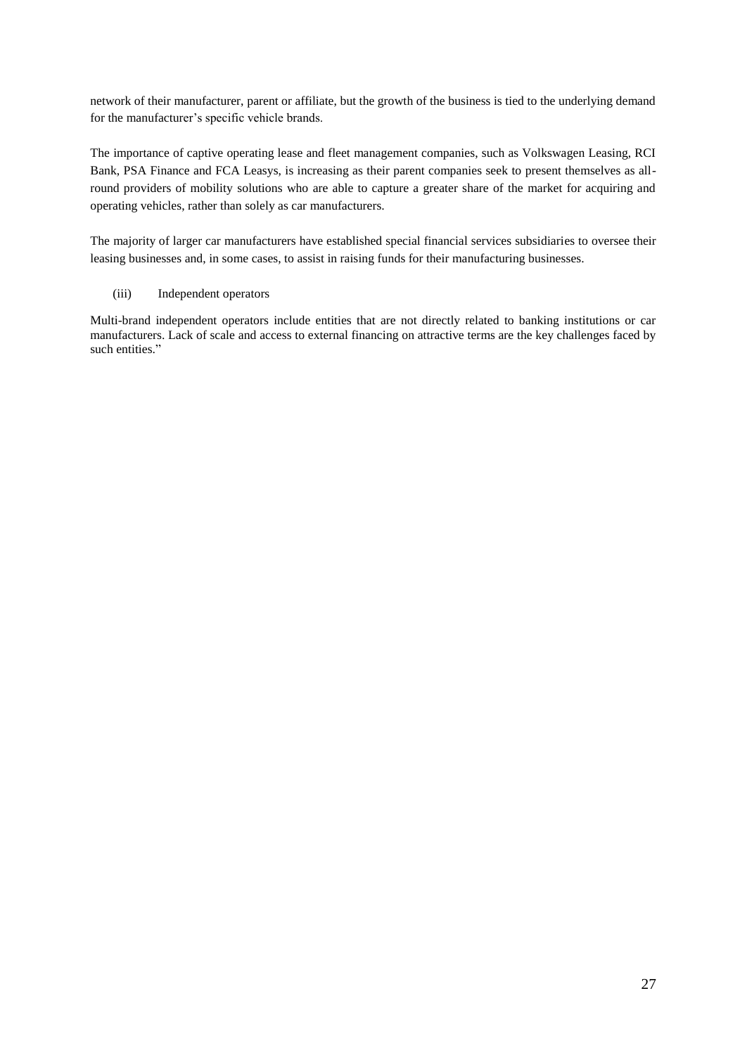network of their manufacturer, parent or affiliate, but the growth of the business is tied to the underlying demand for the manufacturer's specific vehicle brands.

The importance of captive operating lease and fleet management companies, such as Volkswagen Leasing, RCI Bank, PSA Finance and FCA Leasys, is increasing as their parent companies seek to present themselves as all-round providers of mobility solutions who are able to capture a greater share of the market for acquiring and operating vehicles, rather than solely as car manufacturers.

The majority of larger car manufacturers have established special financial services subsidiaries to oversee their leasing businesses and, in some cases, to assist in raising funds for their manufacturing businesses.

(iii) Independent operators

Multi-brand independent operators include entities that are not directly related to banking institutions or car manufacturers. Lack of scale and access to external financing on attractive terms are the key challenges faced by such entities."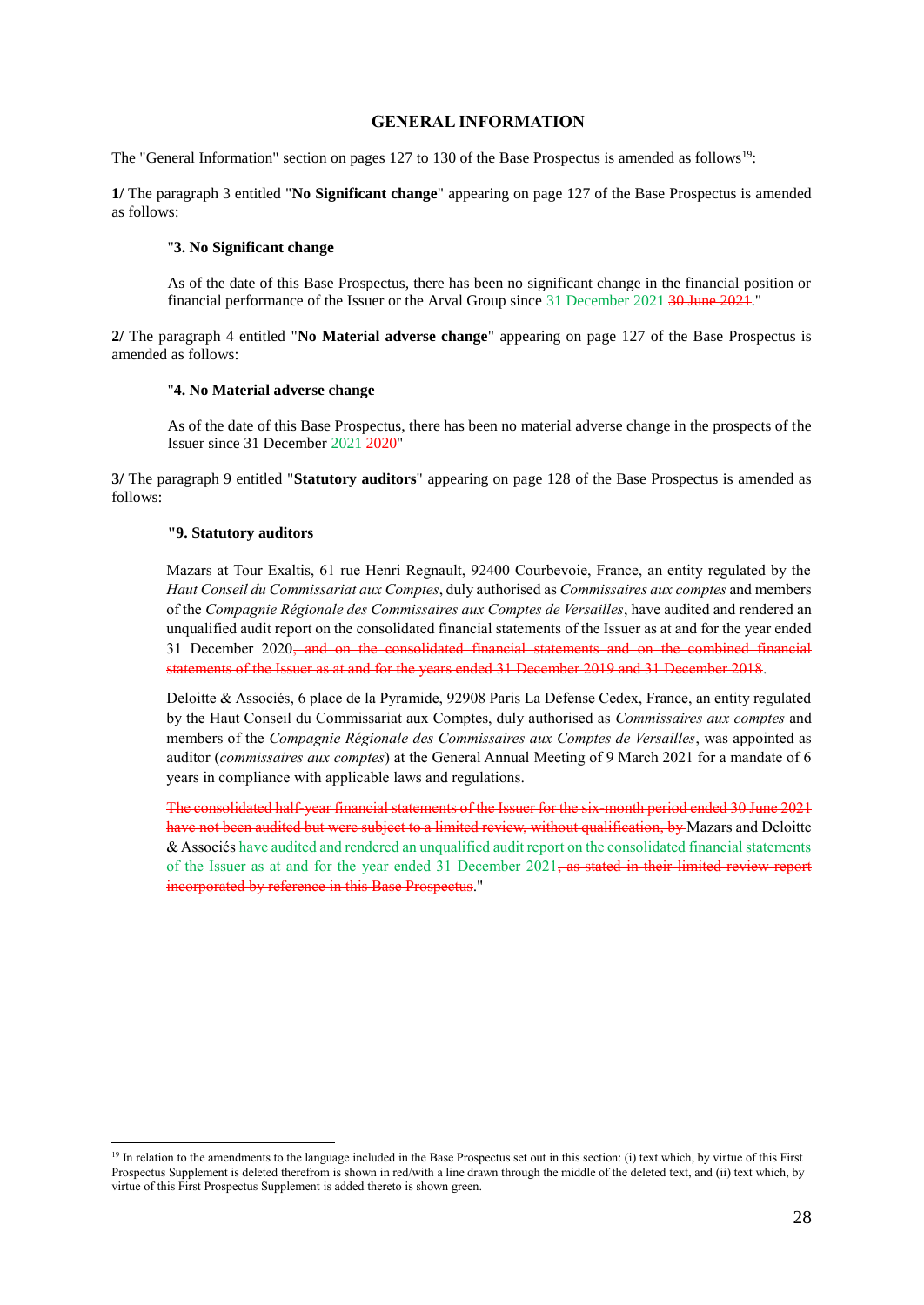## GENERAL INFORMATION

The "General Information" section on pages 127 to 130 of the Base Prospectus is amended as follows[19]:

**1/** The paragraph 3 entitled "**No Significant change**" appearing on page 127 of the Base Prospectus is amended as follows:

> "**3. No Significant change**
>
> As of the date of this Base Prospectus, there has been no significant change in the financial position or financial performance of the Issuer or the Arval Group since 31 December 2021 ~~30 June 2021~~."

**2/** The paragraph 4 entitled "**No Material adverse change**" appearing on page 127 of the Base Prospectus is amended as follows:

> "**4. No Material adverse change**
>
> As of the date of this Base Prospectus, there has been no material adverse change in the prospects of the Issuer since 31 December 2021 ~~2020~~"

**3/** The paragraph 9 entitled "**Statutory auditors**" appearing on page 128 of the Base Prospectus is amended as follows:

> **"9. Statutory auditors**
>
> Mazars at Tour Exaltis, 61 rue Henri Regnault, 92400 Courbevoie, France, an entity regulated by the *Haut Conseil du Commissariat aux Comptes*, duly authorised as *Commissaires aux comptes* and members of the *Compagnie Régionale des Commissaires aux Comptes de Versailles*, have audited and rendered an unqualified audit report on the consolidated financial statements of the Issuer as at and for the year ended 31 December 2020~~, and on the consolidated financial statements and on the combined financial statements of the Issuer as at and for the years ended 31 December 2019 and 31 December 2018~~.
>
> Deloitte & Associés, 6 place de la Pyramide, 92908 Paris La Défense Cedex, France, an entity regulated by the Haut Conseil du Commissariat aux Comptes, duly authorised as *Commissaires aux comptes* and members of the *Compagnie Régionale des Commissaires aux Comptes de Versailles*, was appointed as auditor (*commissaires aux comptes*) at the General Annual Meeting of 9 March 2021 for a mandate of 6 years in compliance with applicable laws and regulations.
>
> ~~The consolidated half-year financial statements of the Issuer for the six-month period ended 30 June 2021 have not been audited but were subject to a limited review, without qualification, by~~ Mazars and Deloitte & Associés have audited and rendered an unqualified audit report on the consolidated financial statements of the Issuer as at and for the year ended 31 December 2021~~, as stated in their limited review report incorporated by reference in this Base Prospectus~~."

---

[19] In relation to the amendments to the language included in the Base Prospectus set out in this section: (i) text which, by virtue of this First Prospectus Supplement is deleted therefrom is shown in red/with a line drawn through the middle of the deleted text, and (ii) text which, by virtue of this First Prospectus Supplement is added thereto is shown green.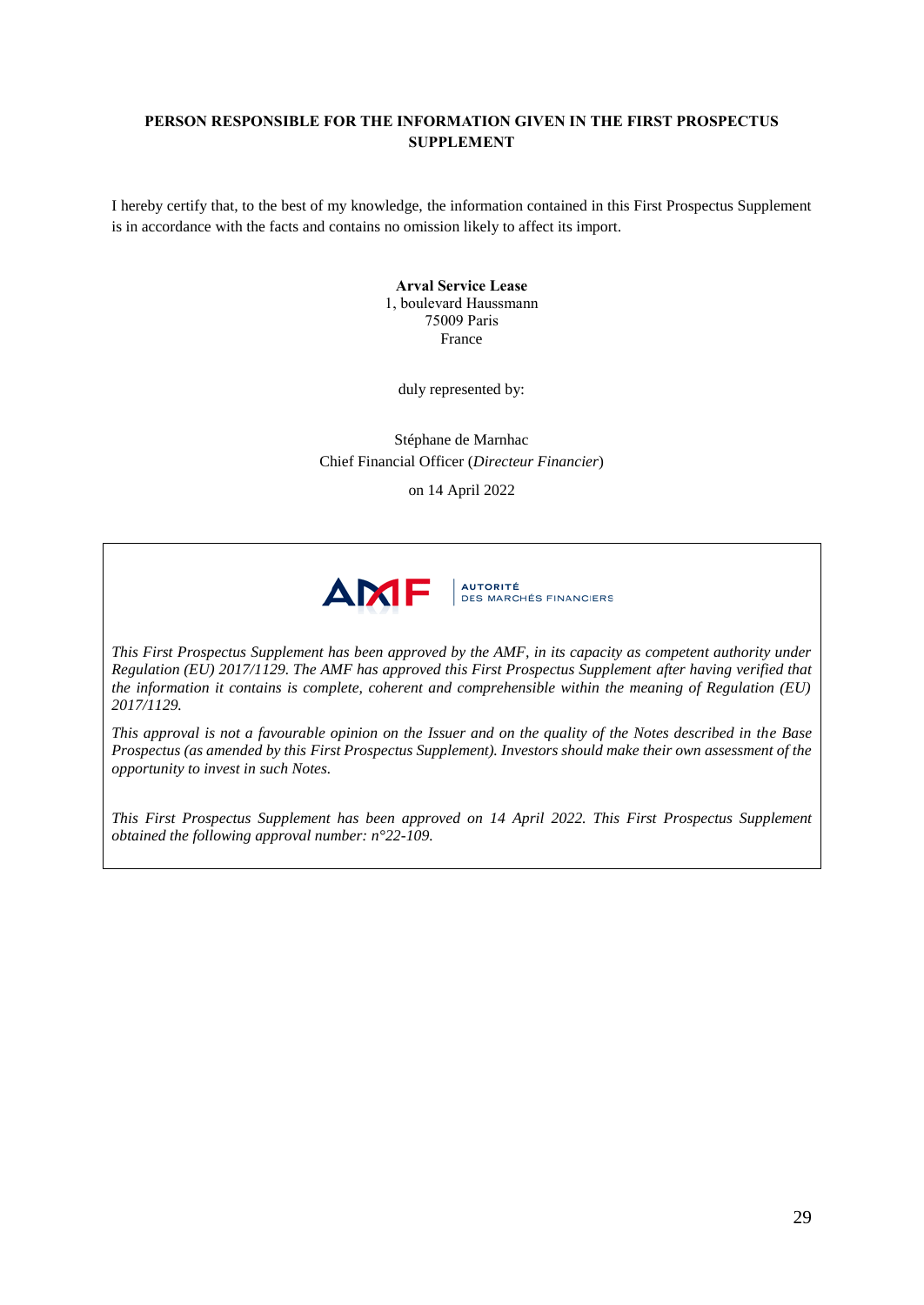**PERSON RESPONSIBLE FOR THE INFORMATION GIVEN IN THE FIRST PROSPECTUS SUPPLEMENT**

I hereby certify that, to the best of my knowledge, the information contained in this First Prospectus Supplement is in accordance with the facts and contains no omission likely to affect its import.

**Arval Service Lease**
1, boulevard Haussmann
75009 Paris
France

duly represented by:

Stéphane de Marnhac
Chief Financial Officer (*Directeur Financier*)

on 14 April 2022

AMF | AUTORITÉ DES MARCHÉS FINANCIERS

*This First Prospectus Supplement has been approved by the AMF, in its capacity as competent authority under Regulation (EU) 2017/1129. The AMF has approved this First Prospectus Supplement after having verified that the information it contains is complete, coherent and comprehensible within the meaning of Regulation (EU) 2017/1129.*

*This approval is not a favourable opinion on the Issuer and on the quality of the Notes described in the Base Prospectus (as amended by this First Prospectus Supplement). Investors should make their own assessment of the opportunity to invest in such Notes.*

*This First Prospectus Supplement has been approved on 14 April 2022. This First Prospectus Supplement obtained the following approval number: n°22-109.*